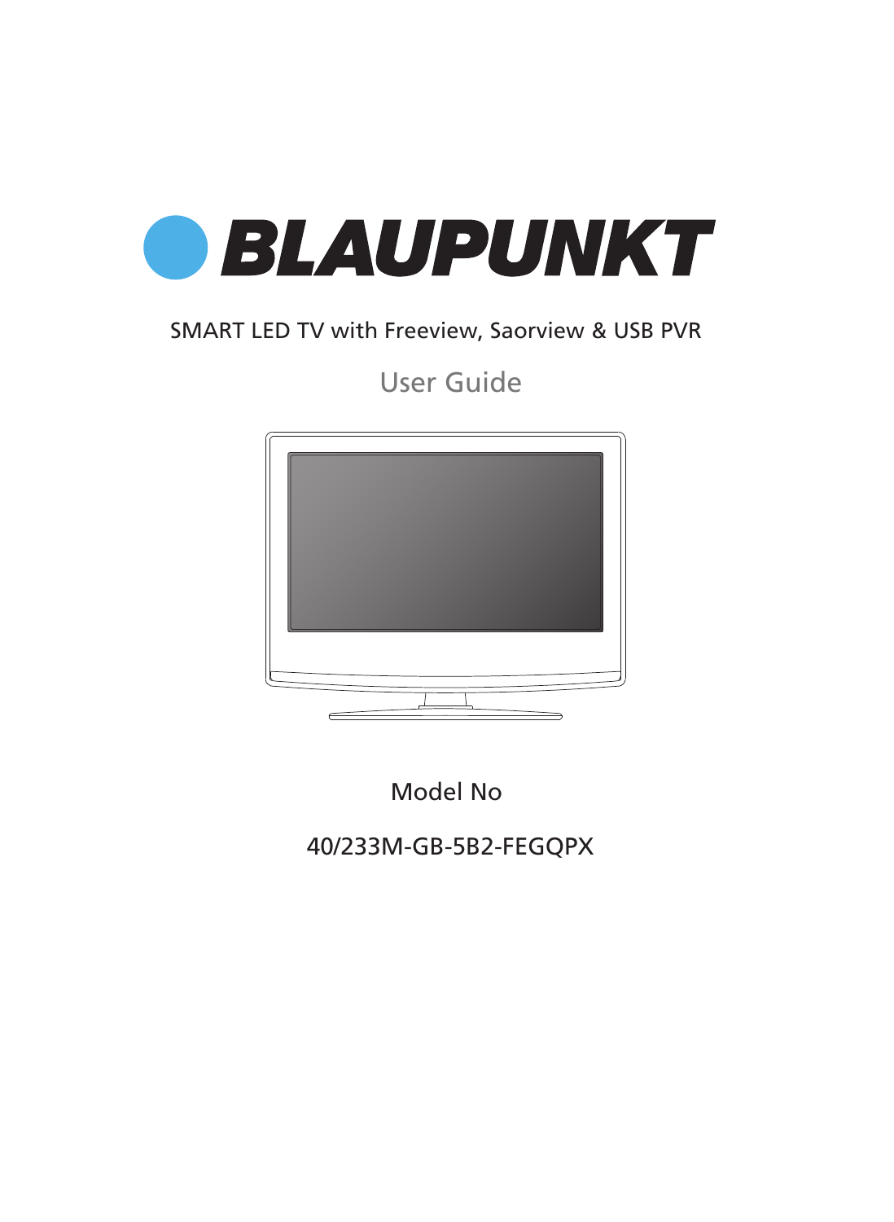# BLAUPUNKT

SMART LED TV with Freeview, Saorview & USB PVR

## User Guide

Model No

40/233M-GB-5B2-FEGQPX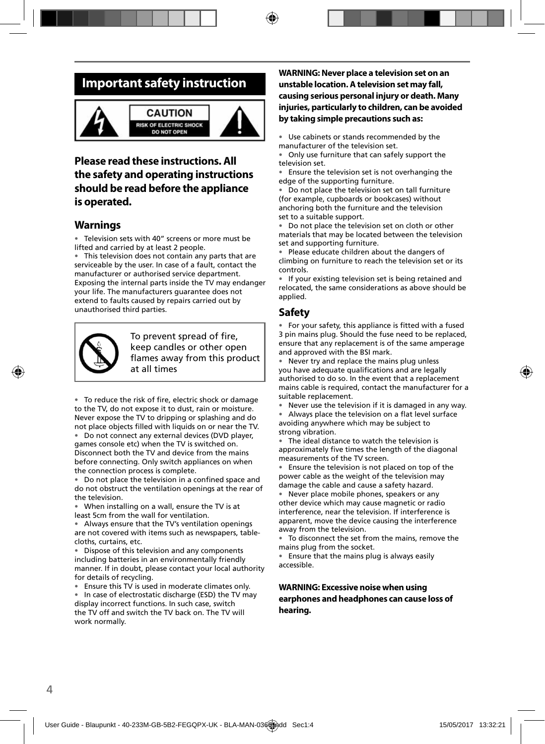# Important safety instruction

CAUTION
RISK OF ELECTRIC SHOCK
DO NOT OPEN

## Please read these instructions. All the safety and operating instructions should be read before the appliance is operated.

### Warnings

- Television sets with 40" screens or more must be lifted and carried by at least 2 people.
- This television does not contain any parts that are serviceable by the user. In case of a fault, contact the manufacturer or authorised service department. Exposing the internal parts inside the TV may endanger your life. The manufacturers guarantee does not extend to faults caused by repairs carried out by unauthorised third parties.

To prevent spread of fire, keep candles or other open flames away from this product at all times

- To reduce the risk of fire, electric shock or damage to the TV, do not expose it to dust, rain or moisture. Never expose the TV to dripping or splashing and do not place objects filled with liquids on or near the TV.
- Do not connect any external devices (DVD player, games console etc) when the TV is switched on. Disconnect both the TV and device from the mains before connecting. Only switch appliances on when the connection process is complete.
- Do not place the television in a confined space and do not obstruct the ventilation openings at the rear of the television.
- When installing on a wall, ensure the TV is at least 5cm from the wall for ventilation.
- Always ensure that the TV's ventilation openings are not covered with items such as newspapers, table-cloths, curtains, etc.
- Dispose of this television and any components including batteries in an environmentally friendly manner. If in doubt, please contact your local authority for details of recycling.
- Ensure this TV is used in moderate climates only.
- In case of electrostatic discharge (ESD) the TV may display incorrect functions. In such case, switch the TV off and switch the TV back on. The TV will work normally.

**WARNING: Never place a television set on an unstable location. A television set may fall, causing serious personal injury or death. Many injuries, particularly to children, can be avoided by taking simple precautions such as:**

- Use cabinets or stands recommended by the manufacturer of the television set.
- Only use furniture that can safely support the television set.
- Ensure the television set is not overhanging the edge of the supporting furniture.
- Do not place the television set on tall furniture (for example, cupboards or bookcases) without anchoring both the furniture and the television set to a suitable support.
- Do not place the television set on cloth or other materials that may be located between the television set and supporting furniture.
- Please educate children about the dangers of climbing on furniture to reach the television set or its controls.
- If your existing television set is being retained and relocated, the same considerations as above should be applied.

### Safety

- For your safety, this appliance is fitted with a fused 3 pin mains plug. Should the fuse need to be replaced, ensure that any replacement is of the same amperage and approved with the BSI mark.
- Never try and replace the mains plug unless you have adequate qualifications and are legally authorised to do so. In the event that a replacement mains cable is required, contact the manufacturer for a suitable replacement.
- Never use the television if it is damaged in any way.
- Always place the television on a flat level surface avoiding anywhere which may be subject to strong vibration.
- The ideal distance to watch the television is approximately five times the length of the diagonal measurements of the TV screen.
- Ensure the television is not placed on top of the power cable as the weight of the television may damage the cable and cause a safety hazard.
- Never place mobile phones, speakers or any other device which may cause magnetic or radio interference, near the television. If interference is apparent, move the device causing the interference away from the television.
- To disconnect the set from the mains, remove the mains plug from the socket.
- Ensure that the mains plug is always easily accessible.

**WARNING: Excessive noise when using earphones and headphones can cause loss of hearing.**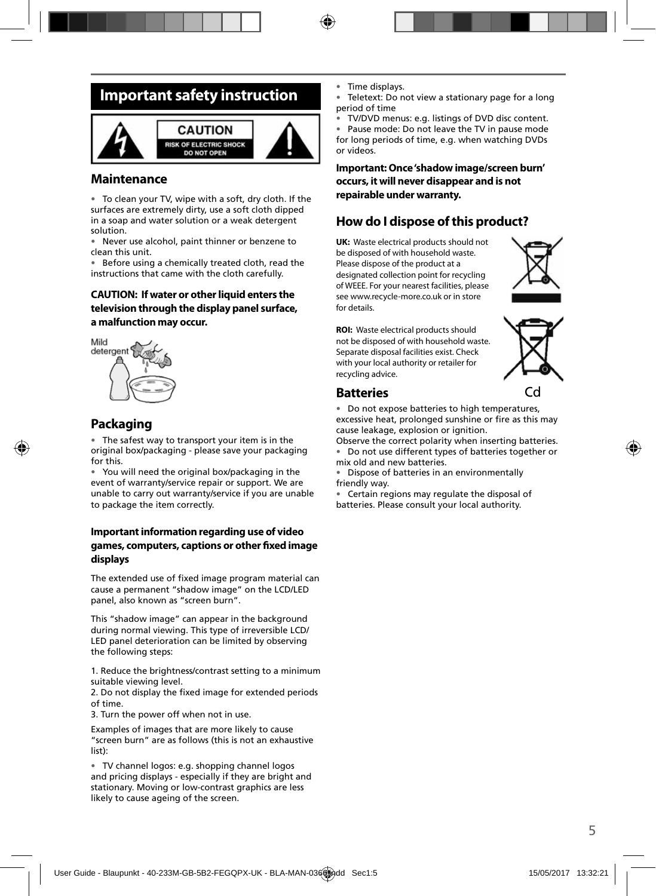# Important safety instruction

CAUTION
RISK OF ELECTRIC SHOCK
DO NOT OPEN

## Maintenance

- To clean your TV, wipe with a soft, dry cloth. If the surfaces are extremely dirty, use a soft cloth dipped in a soap and water solution or a weak detergent solution.
- Never use alcohol, paint thinner or benzene to clean this unit.
- Before using a chemically treated cloth, read the instructions that came with the cloth carefully.

**CAUTION: If water or other liquid enters the television through the display panel surface, a malfunction may occur.**

Mild detergent

## Packaging

- The safest way to transport your item is in the original box/packaging - please save your packaging for this.
- You will need the original box/packaging in the event of warranty/service repair or support. We are unable to carry out warranty/service if you are unable to package the item correctly.

### Important information regarding use of video games, computers, captions or other fixed image displays

The extended use of fixed image program material can cause a permanent "shadow image" on the LCD/LED panel, also known as "screen burn".

This "shadow image" can appear in the background during normal viewing. This type of irreversible LCD/ LED panel deterioration can be limited by observing the following steps:

1. Reduce the brightness/contrast setting to a minimum suitable viewing level.
2. Do not display the fixed image for extended periods of time.
3. Turn the power off when not in use.

Examples of images that are more likely to cause "screen burn" are as follows (this is not an exhaustive list):

- TV channel logos: e.g. shopping channel logos and pricing displays - especially if they are bright and stationary. Moving or low-contrast graphics are less likely to cause ageing of the screen.
- Time displays.
- Teletext: Do not view a stationary page for a long period of time
- TV/DVD menus: e.g. listings of DVD disc content.
- Pause mode: Do not leave the TV in pause mode for long periods of time, e.g. when watching DVDs or videos.

**Important: Once 'shadow image/screen burn' occurs, it will never disappear and is not repairable under warranty.**

## How do I dispose of this product?

**UK:** Waste electrical products should not be disposed of with household waste. Please dispose of the product at a designated collection point for recycling of WEEE. For your nearest facilities, please see www.recycle-more.co.uk or in store for details.

**ROI:** Waste electrical products should not be disposed of with household waste. Separate disposal facilities exist. Check with your local authority or retailer for recycling advice.

Cd

## Batteries

- Do not expose batteries to high temperatures, excessive heat, prolonged sunshine or fire as this may cause leakage, explosion or ignition.

Observe the correct polarity when inserting batteries.

- Do not use different types of batteries together or mix old and new batteries.
- Dispose of batteries in an environmentally friendly way.
- Certain regions may regulate the disposal of batteries. Please consult your local authority.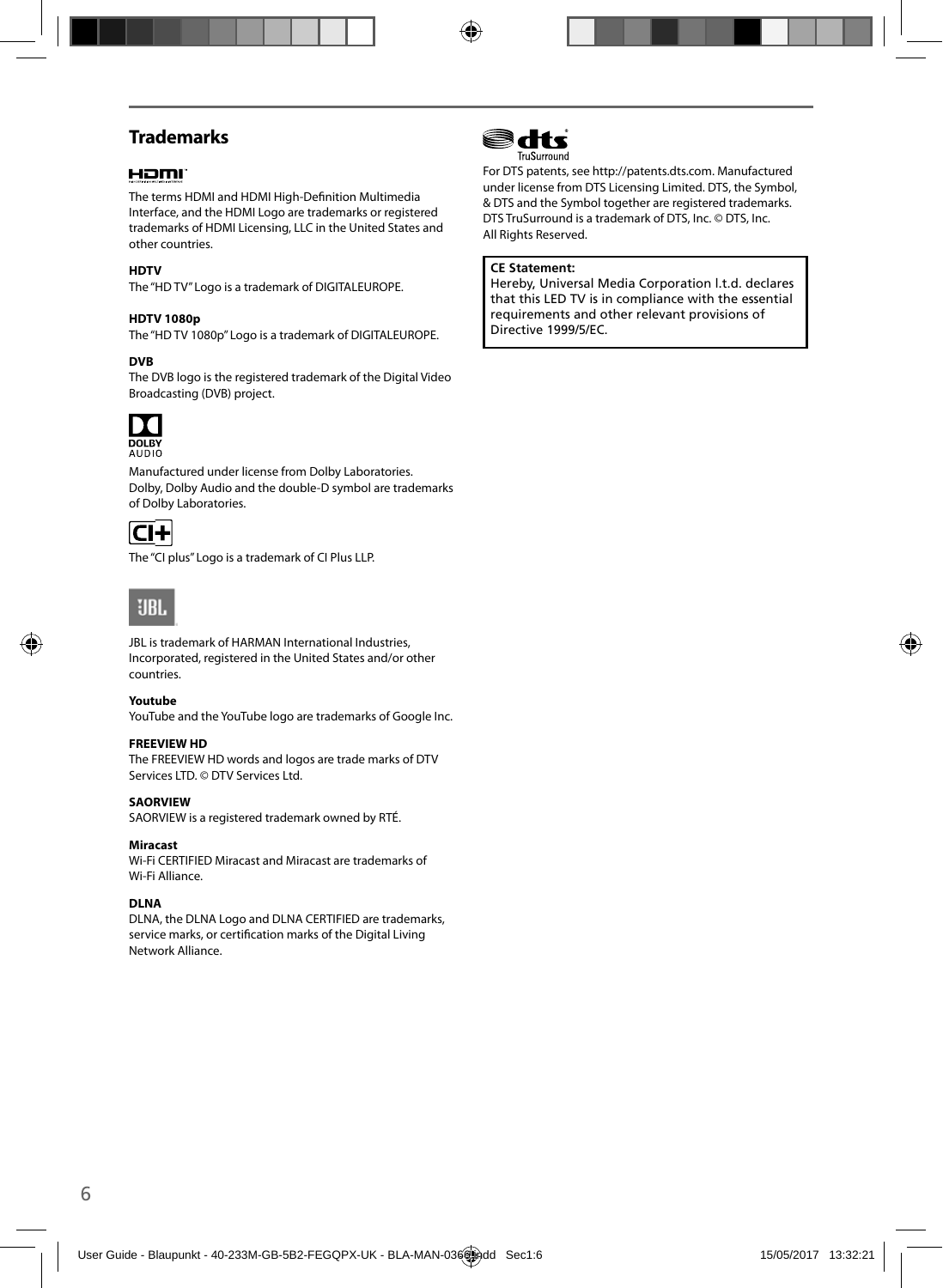## Trademarks

The terms HDMI and HDMI High-Definition Multimedia Interface, and the HDMI Logo are trademarks or registered trademarks of HDMI Licensing, LLC in the United States and other countries.

**HDTV**

The "HD TV" Logo is a trademark of DIGITALEUROPE.

**HDTV 1080p**

The "HD TV 1080p" Logo is a trademark of DIGITALEUROPE.

**DVB**

The DVB logo is the registered trademark of the Digital Video Broadcasting (DVB) project.

Manufactured under license from Dolby Laboratories. Dolby, Dolby Audio and the double-D symbol are trademarks of Dolby Laboratories.

The "CI plus" Logo is a trademark of CI Plus LLP.

JBL is trademark of HARMAN International Industries, Incorporated, registered in the United States and/or other countries.

**Youtube**

YouTube and the YouTube logo are trademarks of Google Inc.

**FREEVIEW HD**

The FREEVIEW HD words and logos are trade marks of DTV Services LTD. © DTV Services Ltd.

**SAORVIEW**

SAORVIEW is a registered trademark owned by RTÉ.

**Miracast**

Wi-Fi CERTIFIED Miracast and Miracast are trademarks of Wi-Fi Alliance.

**DLNA**

DLNA, the DLNA Logo and DLNA CERTIFIED are trademarks, service marks, or certification marks of the Digital Living Network Alliance.

For DTS patents, see http://patents.dts.com. Manufactured under license from DTS Licensing Limited. DTS, the Symbol, & DTS and the Symbol together are registered trademarks. DTS TruSurround is a trademark of DTS, Inc. © DTS, Inc. All Rights Reserved.

**CE Statement:**

Hereby, Universal Media Corporation l.t.d. declares that this LED TV is in compliance with the essential requirements and other relevant provisions of Directive 1999/5/EC.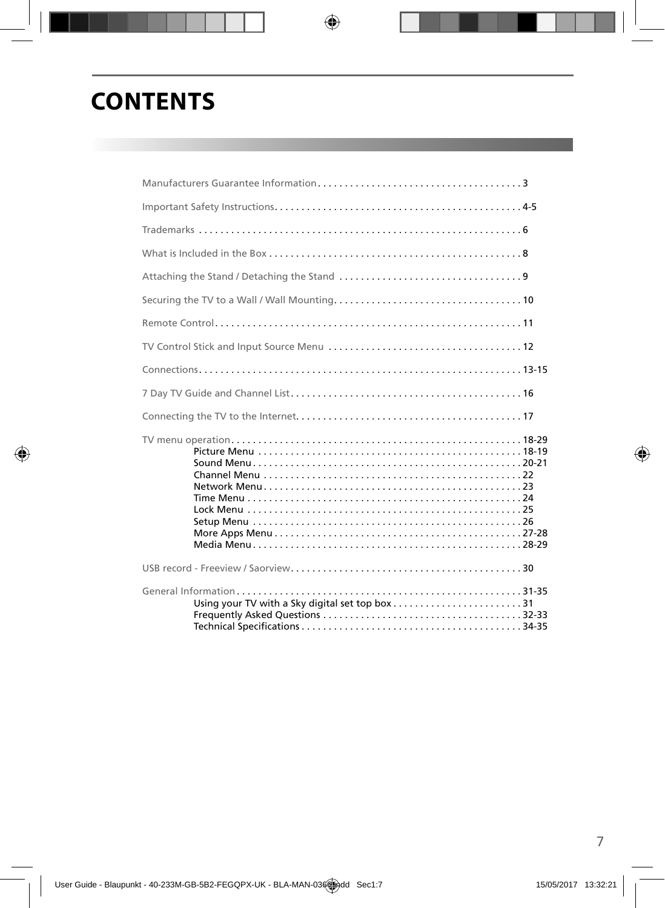# CONTENTS

Manufacturers Guarantee Information . . . . . . . . . . . . . . . . . . . . . . . . . . . . . . . . . . . . . 3

Important Safety Instructions. . . . . . . . . . . . . . . . . . . . . . . . . . . . . . . . . . . . . . . . . . . . . 4-5

Trademarks . . . . . . . . . . . . . . . . . . . . . . . . . . . . . . . . . . . . . . . . . . . . . . . . . . . . . . . . . . . 6

What is Included in the Box . . . . . . . . . . . . . . . . . . . . . . . . . . . . . . . . . . . . . . . . . . . . . . 8

Attaching the Stand / Detaching the Stand . . . . . . . . . . . . . . . . . . . . . . . . . . . . . . . . . 9

Securing the TV to a Wall / Wall Mounting. . . . . . . . . . . . . . . . . . . . . . . . . . . . . . . . . . 10

Remote Control. . . . . . . . . . . . . . . . . . . . . . . . . . . . . . . . . . . . . . . . . . . . . . . . . . . . . . . . 11

TV Control Stick and Input Source Menu . . . . . . . . . . . . . . . . . . . . . . . . . . . . . . . . . . . 12

Connections. . . . . . . . . . . . . . . . . . . . . . . . . . . . . . . . . . . . . . . . . . . . . . . . . . . . . . . . . . . 13-15

7 Day TV Guide and Channel List. . . . . . . . . . . . . . . . . . . . . . . . . . . . . . . . . . . . . . . . . . 16

Connecting the TV to the Internet. . . . . . . . . . . . . . . . . . . . . . . . . . . . . . . . . . . . . . . . . 17

TV menu operation. . . . . . . . . . . . . . . . . . . . . . . . . . . . . . . . . . . . . . . . . . . . . . . . . . . . . 18-29
- Picture Menu . . . . . . . . . . . . . . . . . . . . . . . . . . . . . . . . . . . . . . . . . . . . . . . . 18-19
- Sound Menu . . . . . . . . . . . . . . . . . . . . . . . . . . . . . . . . . . . . . . . . . . . . . . . . . 20-21
- Channel Menu . . . . . . . . . . . . . . . . . . . . . . . . . . . . . . . . . . . . . . . . . . . . . . . 22
- Network Menu . . . . . . . . . . . . . . . . . . . . . . . . . . . . . . . . . . . . . . . . . . . . . . . 23
- Time Menu . . . . . . . . . . . . . . . . . . . . . . . . . . . . . . . . . . . . . . . . . . . . . . . . . . 24
- Lock Menu . . . . . . . . . . . . . . . . . . . . . . . . . . . . . . . . . . . . . . . . . . . . . . . . . . 25
- Setup Menu . . . . . . . . . . . . . . . . . . . . . . . . . . . . . . . . . . . . . . . . . . . . . . . . . 26
- More Apps Menu . . . . . . . . . . . . . . . . . . . . . . . . . . . . . . . . . . . . . . . . . . . . . 27-28
- Media Menu . . . . . . . . . . . . . . . . . . . . . . . . . . . . . . . . . . . . . . . . . . . . . . . . . 28-29

USB record - Freeview / Saorview. . . . . . . . . . . . . . . . . . . . . . . . . . . . . . . . . . . . . . . . . 30

General Information . . . . . . . . . . . . . . . . . . . . . . . . . . . . . . . . . . . . . . . . . . . . . . . . . . . 31-35
- Using your TV with a Sky digital set top box . . . . . . . . . . . . . . . . . . . . . . . 31
- Frequently Asked Questions . . . . . . . . . . . . . . . . . . . . . . . . . . . . . . . . . . . . 32-33
- Technical Specifications . . . . . . . . . . . . . . . . . . . . . . . . . . . . . . . . . . . . . . . . 34-35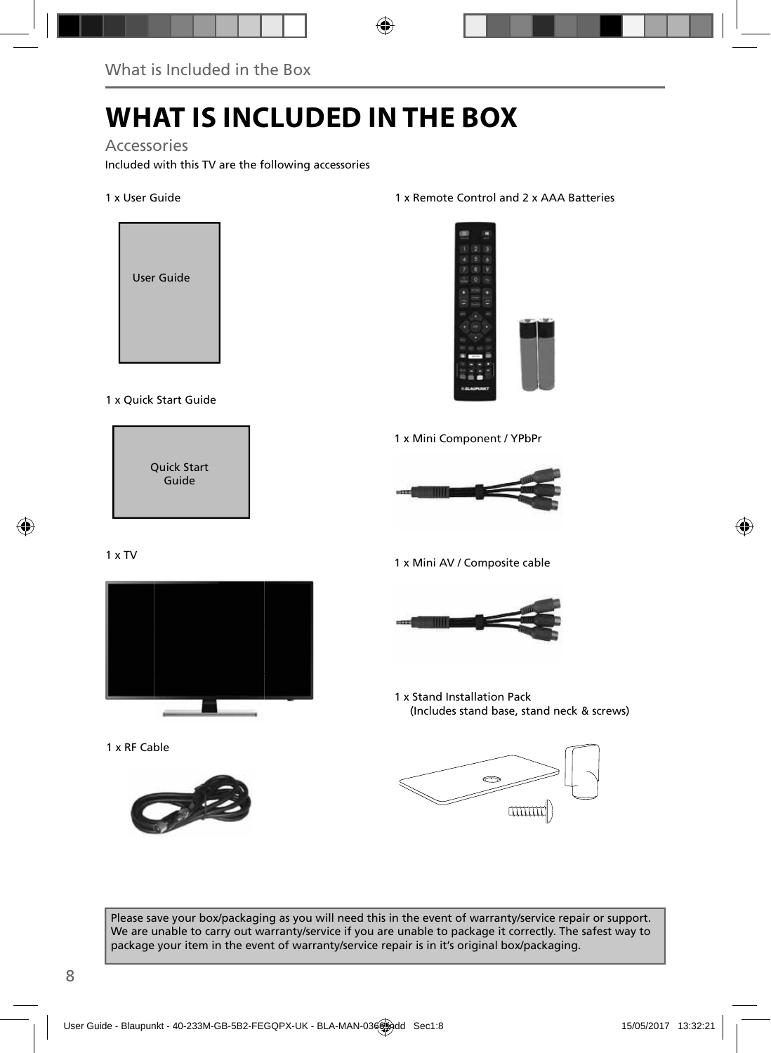# WHAT IS INCLUDED IN THE BOX

## Accessories

Included with this TV are the following accessories

1 x User Guide

User Guide

1 x Quick Start Guide

Quick Start Guide

1 x TV

1 x RF Cable

1 x Remote Control and 2 x AAA Batteries

1 x Mini Component / YPbPr

1 x Mini AV / Composite cable

1 x Stand Installation Pack
(Includes stand base, stand neck & screws)

Please save your box/packaging as you will need this in the event of warranty/service repair or support. We are unable to carry out warranty/service if you are unable to package it correctly. The safest way to package your item in the event of warranty/service repair is in it's original box/packaging.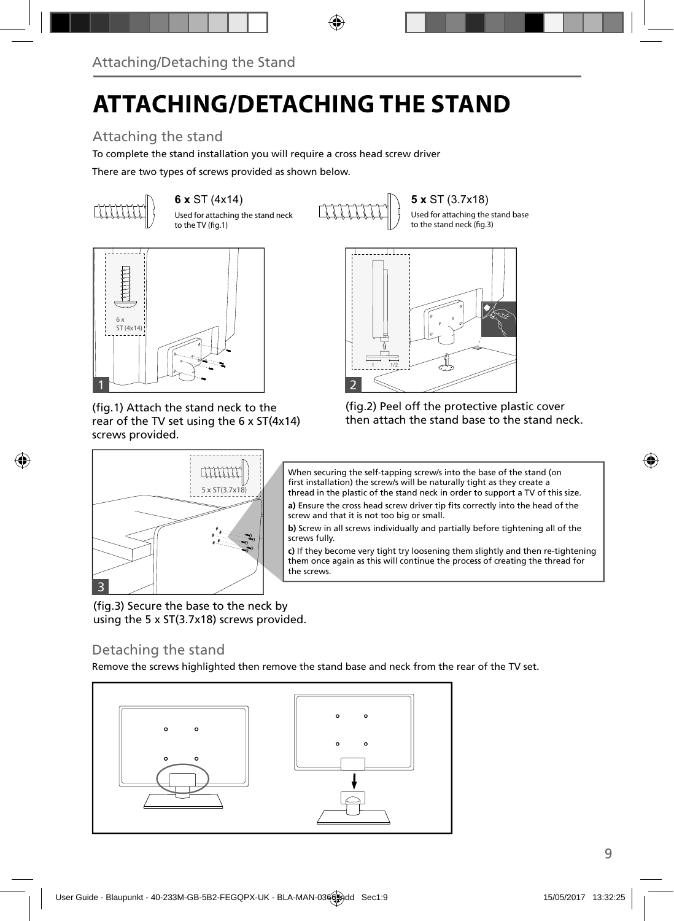# ATTACHING/DETACHING THE STAND

## Attaching the stand

To complete the stand installation you will require a cross head screw driver

There are two types of screws provided as shown below.

**6 x** ST (4x14)

Used for attaching the stand neck to the TV (fig.1)

**5 x** ST (3.7x18)

Used for attaching the stand base to the stand neck (fig.3)

6 x
ST (4x14)

1

1 1/2

2

(fig.1) Attach the stand neck to the rear of the TV set using the 6 x ST(4x14) screws provided.

(fig.2) Peel off the protective plastic cover then attach the stand base to the stand neck.

5 x ST(3.7x18)

3

When securing the self-tapping screw/s into the base of the stand (on first installation) the screw/s will be naturally tight as they create a thread in the plastic of the stand neck in order to support a TV of this size.

**a)** Ensure the cross head screw driver tip fits correctly into the head of the screw and that it is not too big or small.

**b)** Screw in all screws individually and partially before tightening all of the screws fully.

**c)** If they become very tight try loosening them slightly and then re-tightening them once again as this will continue the process of creating the thread for the screws.

(fig.3) Secure the base to the neck by using the 5 x ST(3.7x18) screws provided.

## Detaching the stand

Remove the screws highlighted then remove the stand base and neck from the rear of the TV set.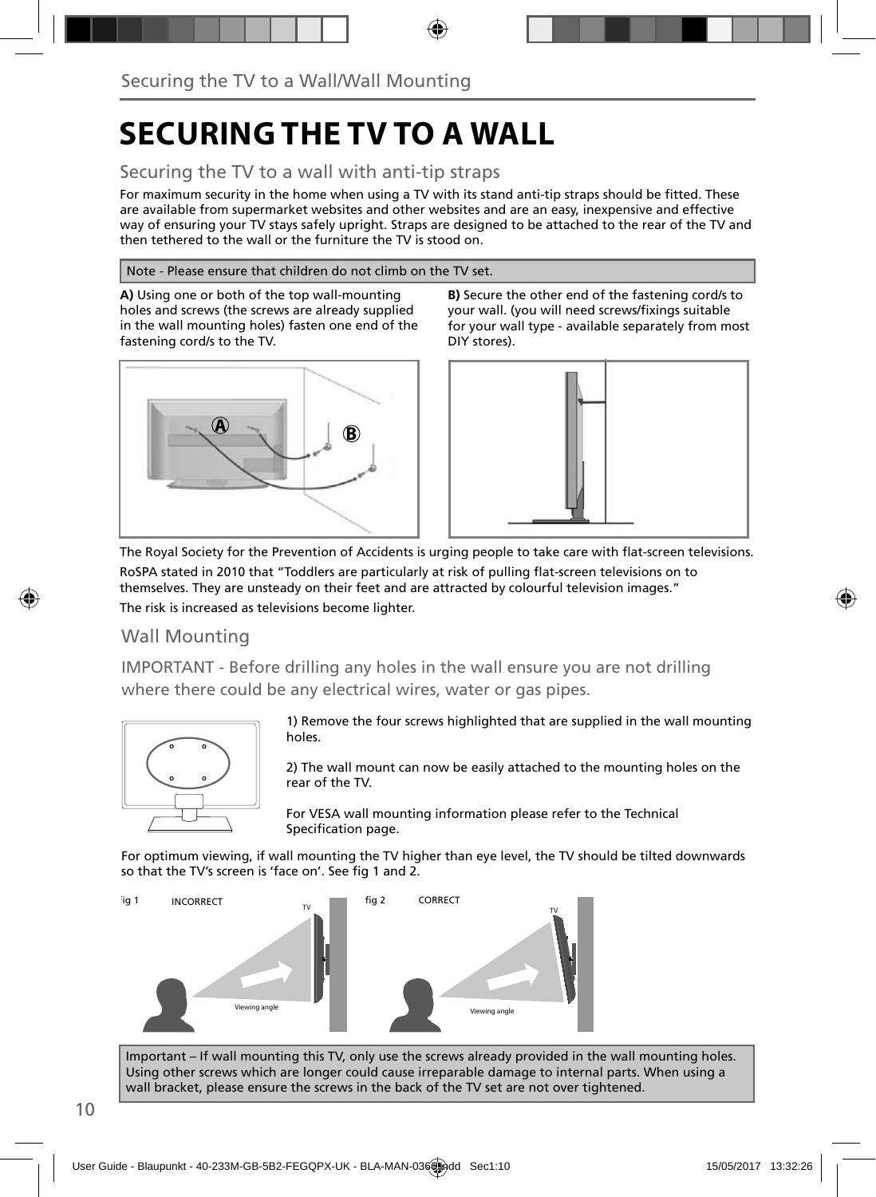Securing the TV to a Wall/Wall Mounting

# SECURING THE TV TO A WALL

## Securing the TV to a wall with anti-tip straps

For maximum security in the home when using a TV with its stand anti-tip straps should be fitted. These are available from supermarket websites and other websites and are an easy, inexpensive and effective way of ensuring your TV stays safely upright. Straps are designed to be attached to the rear of the TV and then tethered to the wall or the furniture the TV is stood on.

Note - Please ensure that children do not climb on the TV set.

**A)** Using one or both of the top wall-mounting holes and screws (the screws are already supplied in the wall mounting holes) fasten one end of the fastening cord/s to the TV.

**B)** Secure the other end of the fastening cord/s to your wall. (you will need screws/fixings suitable for your wall type - available separately from most DIY stores).

A

B

The Royal Society for the Prevention of Accidents is urging people to take care with flat-screen televisions.

RoSPA stated in 2010 that "Toddlers are particularly at risk of pulling flat-screen televisions on to themselves. They are unsteady on their feet and are attracted by colourful television images."

The risk is increased as televisions become lighter.

## Wall Mounting

IMPORTANT - Before drilling any holes in the wall ensure you are not drilling where there could be any electrical wires, water or gas pipes.

1) Remove the four screws highlighted that are supplied in the wall mounting holes.

2) The wall mount can now be easily attached to the mounting holes on the rear of the TV.

For VESA wall mounting information please refer to the Technical Specification page.

For optimum viewing, if wall mounting the TV higher than eye level, the TV should be tilted downwards so that the TV's screen is 'face on'. See fig 1 and 2.

fig 1 INCORRECT

TV

Viewing angle

fig 2 CORRECT

TV

Viewing angle

Important – If wall mounting this TV, only use the screws already provided in the wall mounting holes. Using other screws which are longer could cause irreparable damage to internal parts. When using a wall bracket, please ensure the screws in the back of the TV set are not over tightened.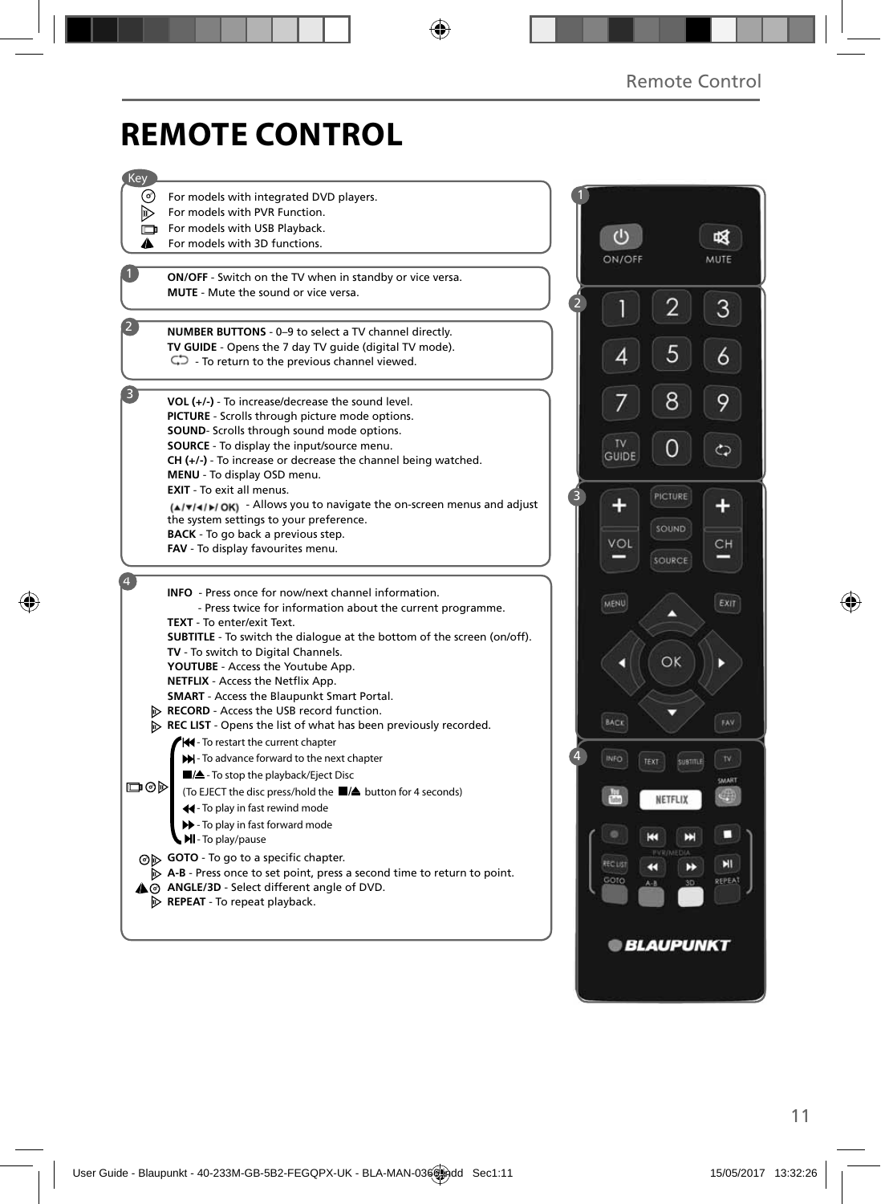# REMOTE CONTROL

**Key**

- For models with integrated DVD players.
- For models with PVR Function.
- For models with USB Playback.
- For models with 3D functions.

**1**

**ON/OFF** - Switch on the TV when in standby or vice versa.
**MUTE** - Mute the sound or vice versa.

**2**

**NUMBER BUTTONS** - 0–9 to select a TV channel directly.
**TV GUIDE** - Opens the 7 day TV guide (digital TV mode).
- To return to the previous channel viewed.

**3**

**VOL (+/-)** - To increase/decrease the sound level.
**PICTURE** - Scrolls through picture mode options.
**SOUND**- Scrolls through sound mode options.
**SOURCE** - To display the input/source menu.
**CH (+/-)** - To increase or decrease the channel being watched.
**MENU** - To display OSD menu.
**EXIT** - To exit all menus.
(▲/▼/◄/►/ OK) - Allows you to navigate the on-screen menus and adjust the system settings to your preference.
**BACK** - To go back a previous step.
**FAV** - To display favourites menu.

**4**

**INFO** - Press once for now/next channel information.
- Press twice for information about the current programme.

**TEXT** - To enter/exit Text.
**SUBTITLE** - To switch the dialogue at the bottom of the screen (on/off).
**TV** - To switch to Digital Channels.
**YOUTUBE** - Access the Youtube App.
**NETFLIX** - Access the Netflix App.
**SMART** - Access the Blaupunkt Smart Portal.
**RECORD** - Access the USB record function.
**REC LIST** - Opens the list of what has been previously recorded.

- ⏮ - To restart the current chapter
- ⏭ - To advance forward to the next chapter
- ■/⏏ - To stop the playback/Eject Disc
(To EJECT the disc press/hold the ■/⏏ button for 4 seconds)
- ◄◄ - To play in fast rewind mode
- ►► - To play in fast forward mode
- ►II - To play/pause

**GOTO** - To go to a specific chapter.
**A-B** - Press once to set point, press a second time to return to point.
**ANGLE/3D** - Select different angle of DVD.
**REPEAT** - To repeat playback.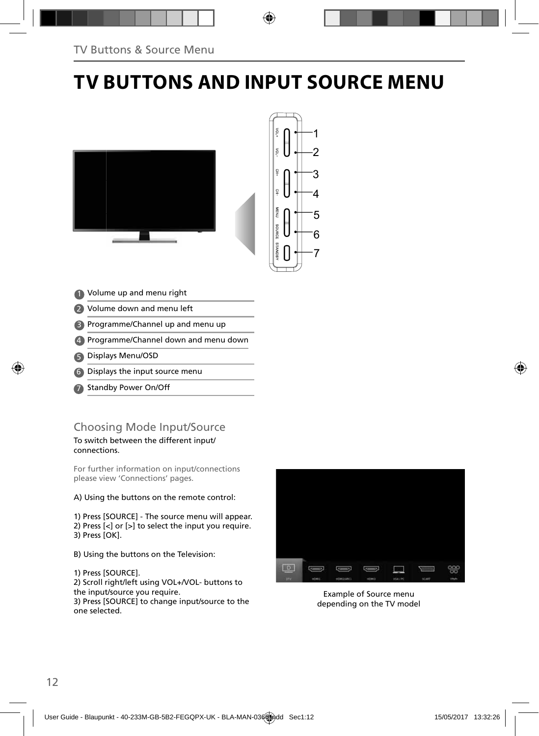# TV BUTTONS AND INPUT SOURCE MENU

1. Volume up and menu right
2. Volume down and menu left
3. Programme/Channel up and menu up
4. Programme/Channel down and menu down
5. Displays Menu/OSD
6. Displays the input source menu
7. Standby Power On/Off

## Choosing Mode Input/Source

To switch between the different input/ connections.

For further information on input/connections please view 'Connections' pages.

A) Using the buttons on the remote control:

1) Press [SOURCE] - The source menu will appear.
2) Press [<] or [>] to select the input you require.
3) Press [OK].

B) Using the buttons on the Television:

1) Press [SOURCE].
2) Scroll right/left using VOL+/VOL- buttons to the input/source you require.
3) Press [SOURCE] to change input/source to the one selected.

Example of Source menu depending on the TV model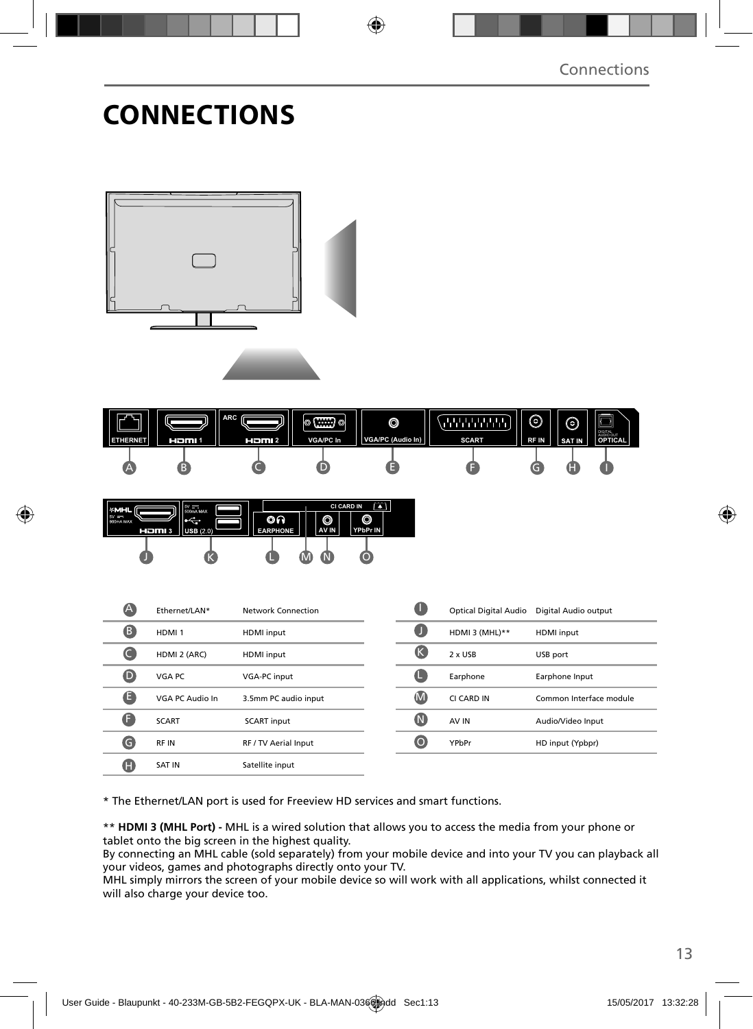# CONNECTIONS

| | | |
|---|---|---|
| A | Ethernet/LAN* | Network Connection |
| B | HDMI 1 | HDMI input |
| C | HDMI 2 (ARC) | HDMI input |
| D | VGA PC | VGA-PC input |
| E | VGA PC Audio In | 3.5mm PC audio input |
| F | SCART | SCART input |
| G | RF IN | RF / TV Aerial Input |
| H | SAT IN | Satellite input |
| I | Optical Digital Audio | Digital Audio output |
| J | HDMI 3 (MHL)** | HDMI input |
| K | 2 x USB | USB port |
| L | Earphone | Earphone Input |
| M | CI CARD IN | Common Interface module |
| N | AV IN | Audio/Video Input |
| O | YPbPr | HD input (Ypbpr) |

* The Ethernet/LAN port is used for Freeview HD services and smart functions.

** **HDMI 3 (MHL Port) -** MHL is a wired solution that allows you to access the media from your phone or tablet onto the big screen in the highest quality.
By connecting an MHL cable (sold separately) from your mobile device and into your TV you can playback all your videos, games and photographs directly onto your TV.
MHL simply mirrors the screen of your mobile device so will work with all applications, whilst connected it will also charge your device too.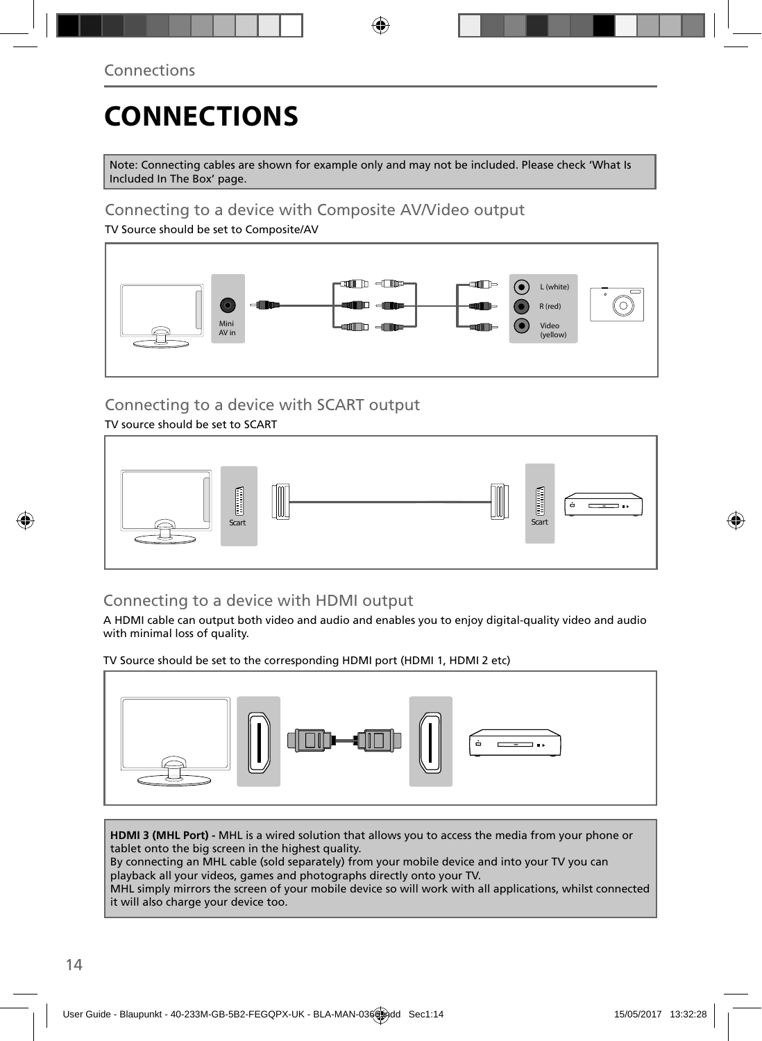# CONNECTIONS

Note: Connecting cables are shown for example only and may not be included. Please check 'What Is Included In The Box' page.

## Connecting to a device with Composite AV/Video output

TV Source should be set to Composite/AV

Mini AV in

L (white)

R (red)

Video (yellow)

## Connecting to a device with SCART output

TV source should be set to SCART

Scart

Scart

## Connecting to a device with HDMI output

A HDMI cable can output both video and audio and enables you to enjoy digital-quality video and audio with minimal loss of quality.

TV Source should be set to the corresponding HDMI port (HDMI 1, HDMI 2 etc)

**HDMI 3 (MHL Port) -** MHL is a wired solution that allows you to access the media from your phone or tablet onto the big screen in the highest quality.
By connecting an MHL cable (sold separately) from your mobile device and into your TV you can playback all your videos, games and photographs directly onto your TV.
MHL simply mirrors the screen of your mobile device so will work with all applications, whilst connected it will also charge your device too.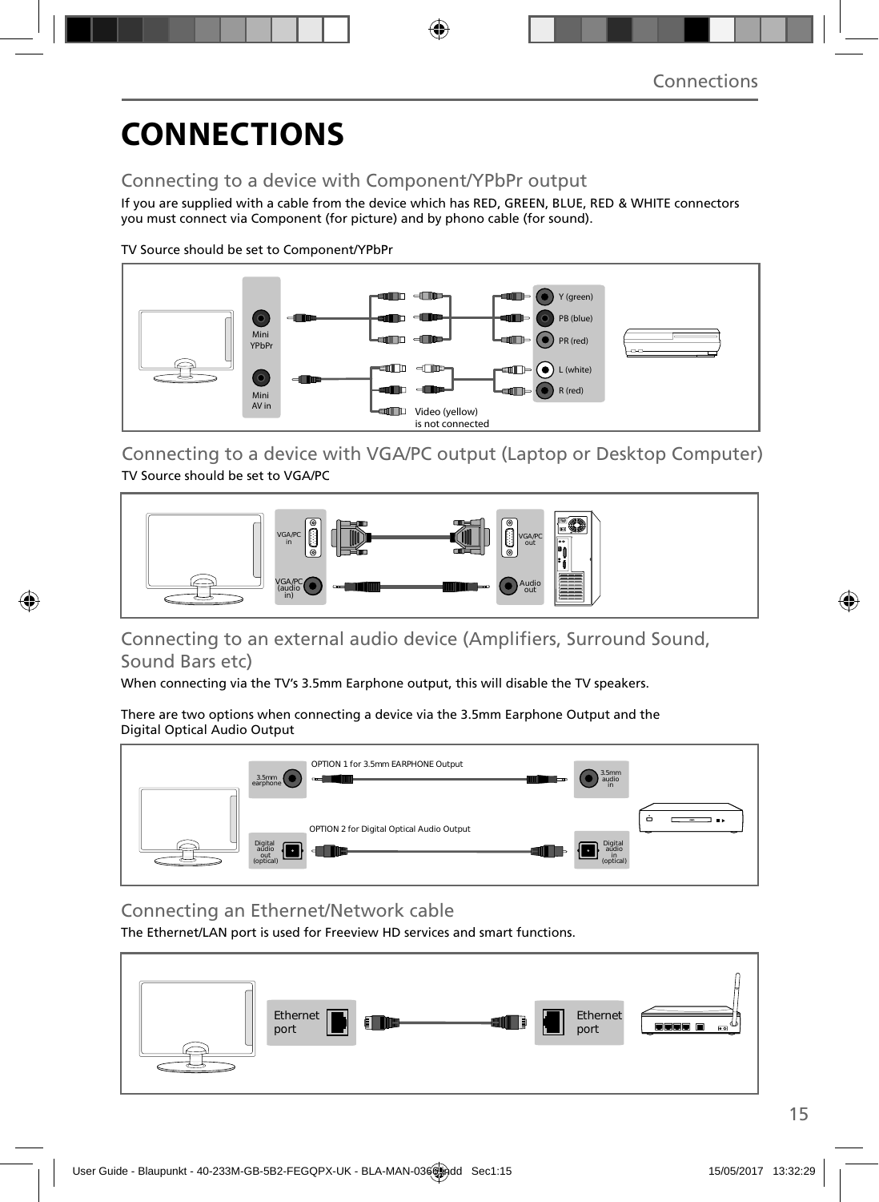# CONNECTIONS

## Connecting to a device with Component/YPbPr output

If you are supplied with a cable from the device which has RED, GREEN, BLUE, RED & WHITE connectors you must connect via Component (for picture) and by phono cable (for sound).

TV Source should be set to Component/YPbPr

Mini YPbPr
Mini AV in
Y (green)
PB (blue)
PR (red)
L (white)
R (red)
Video (yellow) is not connected

## Connecting to a device with VGA/PC output (Laptop or Desktop Computer)

TV Source should be set to VGA/PC

VGA/PC in
VGA/PC (audio in)
VGA/PC out
Audio out

## Connecting to an external audio device (Amplifiers, Surround Sound, Sound Bars etc)

When connecting via the TV's 3.5mm Earphone output, this will disable the TV speakers.

There are two options when connecting a device via the 3.5mm Earphone Output and the Digital Optical Audio Output

OPTION 1 for 3.5mm EARPHONE Output
3.5mm earphone
3.5mm audio in

OPTION 2 for Digital Optical Audio Output
Digital audio out (optical)
Digital audio in (optical)

## Connecting an Ethernet/Network cable

The Ethernet/LAN port is used for Freeview HD services and smart functions.

Ethernet port
Ethernet port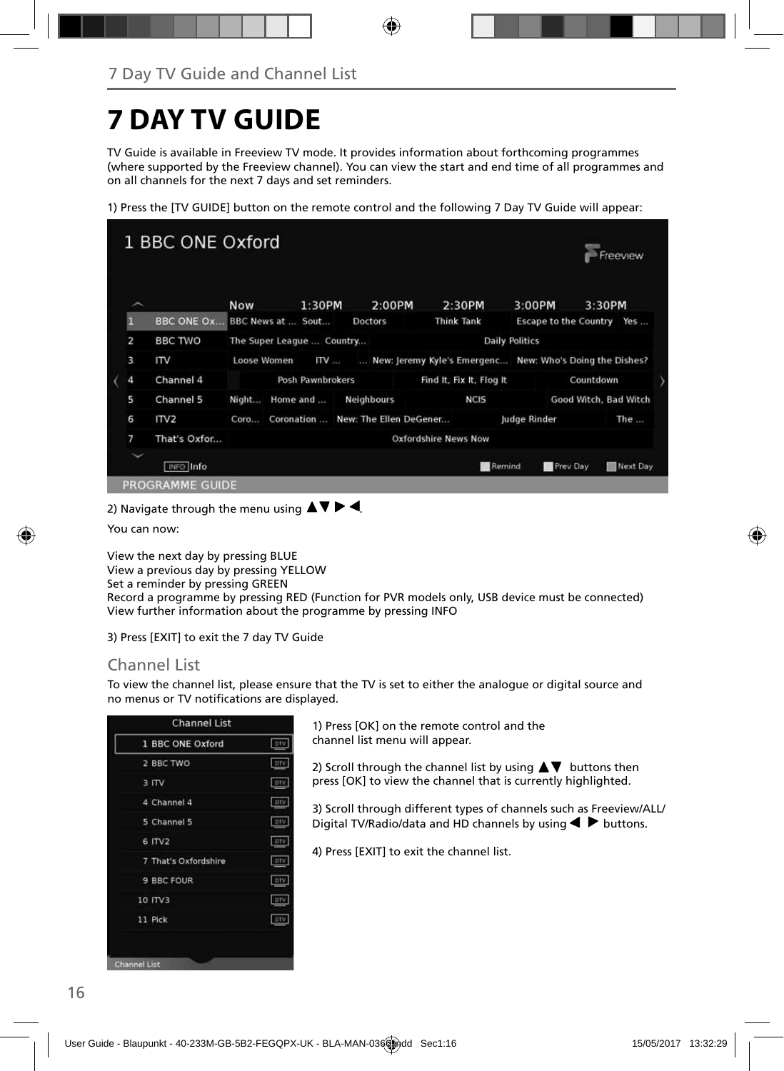# 7 DAY TV GUIDE

TV Guide is available in Freeview TV mode. It provides information about forthcoming programmes (where supported by the Freeview channel). You can view the start and end time of all programmes and on all channels for the next 7 days and set reminders.

1) Press the [TV GUIDE] button on the remote control and the following 7 Day TV Guide will appear:

2) Navigate through the menu using ▲▼ ▶ ◀.

You can now:

View the next day by pressing BLUE
View a previous day by pressing YELLOW
Set a reminder by pressing GREEN
Record a programme by pressing RED (Function for PVR models only, USB device must be connected)
View further information about the programme by pressing INFO

3) Press [EXIT] to exit the 7 day TV Guide

## Channel List

To view the channel list, please ensure that the TV is set to either the analogue or digital source and no menus or TV notifications are displayed.

1) Press [OK] on the remote control and the channel list menu will appear.

2) Scroll through the channel list by using ▲▼ buttons then press [OK] to view the channel that is currently highlighted.

3) Scroll through different types of channels such as Freeview/ALL/ Digital TV/Radio/data and HD channels by using ◀ ▶ buttons.

4) Press [EXIT] to exit the channel list.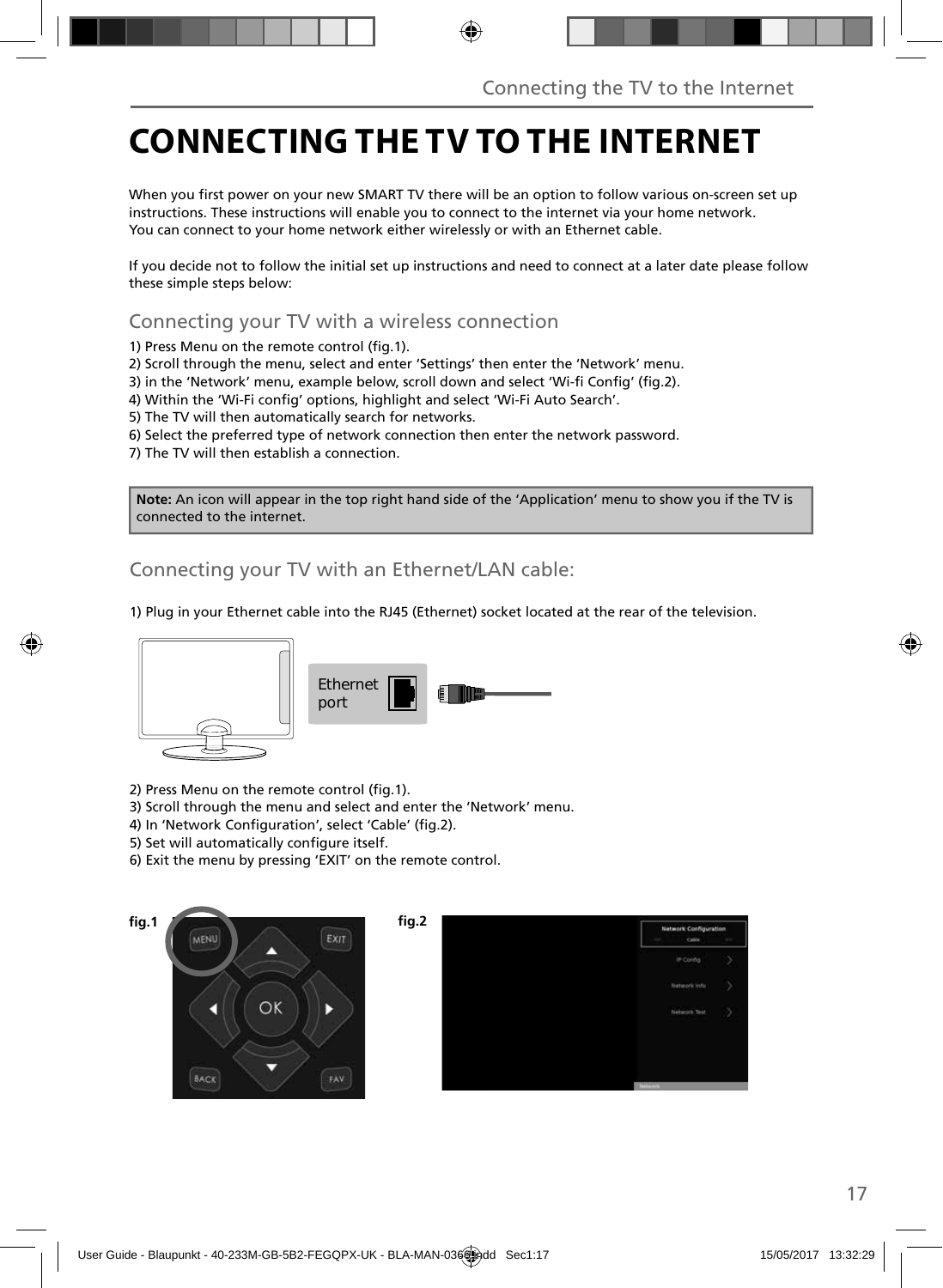# CONNECTING THE TV TO THE INTERNET

When you first power on your new SMART TV there will be an option to follow various on-screen set up instructions. These instructions will enable you to connect to the internet via your home network.
You can connect to your home network either wirelessly or with an Ethernet cable.

If you decide not to follow the initial set up instructions and need to connect at a later date please follow these simple steps below:

## Connecting your TV with a wireless connection

1) Press Menu on the remote control (fig.1).
2) Scroll through the menu, select and enter 'Settings' then enter the 'Network' menu.
3) in the 'Network' menu, example below, scroll down and select 'Wi-fi Config' (fig.2).
4) Within the 'Wi-Fi config' options, highlight and select 'Wi-Fi Auto Search'.
5) The TV will then automatically search for networks.
6) Select the preferred type of network connection then enter the network password.
7) The TV will then establish a connection.

**Note:** An icon will appear in the top right hand side of the 'Application' menu to show you if the TV is connected to the internet.

## Connecting your TV with an Ethernet/LAN cable:

1) Plug in your Ethernet cable into the RJ45 (Ethernet) socket located at the rear of the television.

Ethernet port

2) Press Menu on the remote control (fig.1).
3) Scroll through the menu and select and enter the 'Network' menu.
4) In 'Network Configuration', select 'Cable' (fig.2).
5) Set will automatically configure itself.
6) Exit the menu by pressing 'EXIT' on the remote control.

fig.1

MENU
EXIT
OK
BACK
FAV

fig.2

Network Configuration
Cable
IP Config
Network Info
Network Test
Network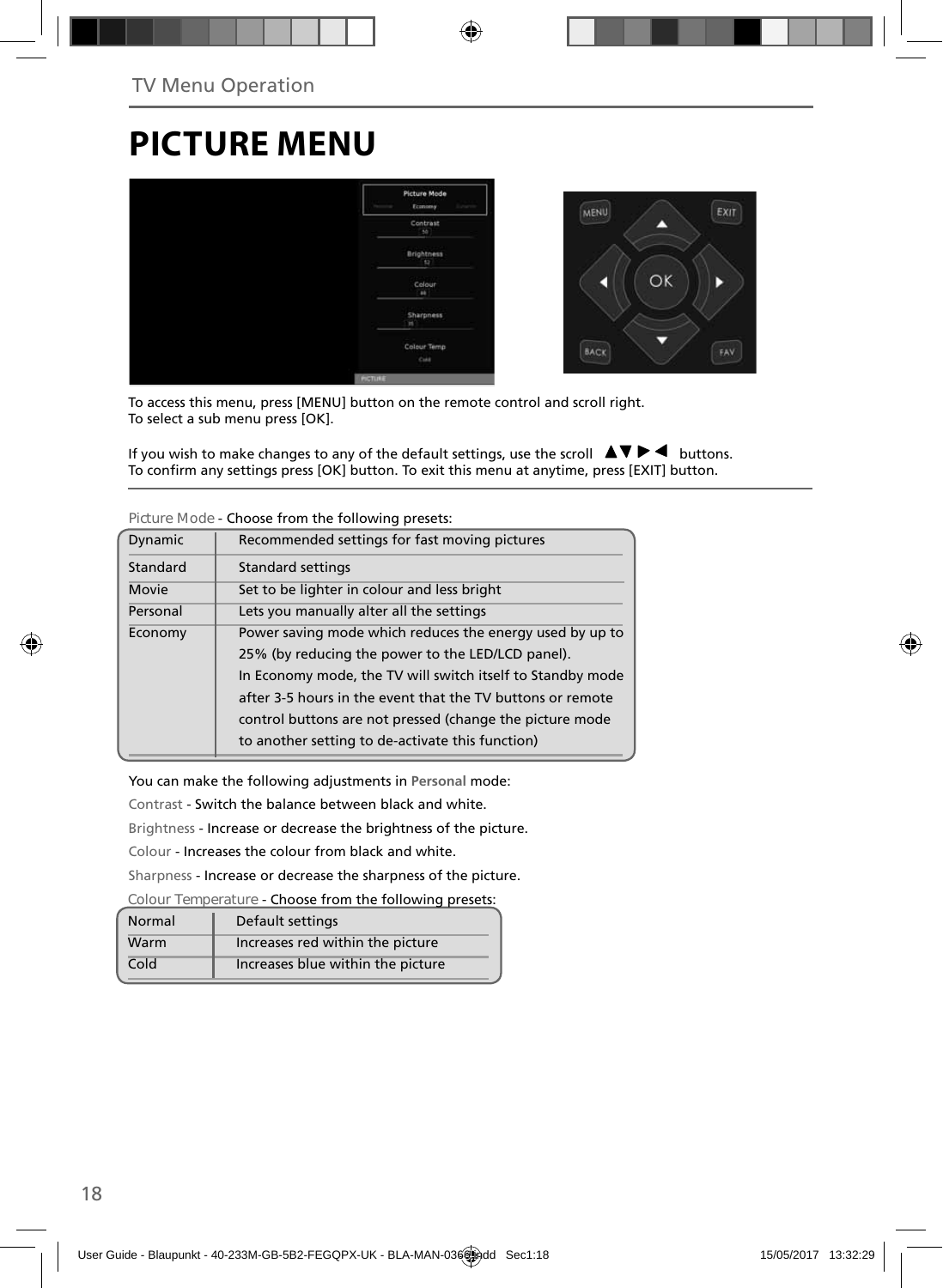TV Menu Operation

# PICTURE MENU

To access this menu, press [MENU] button on the remote control and scroll right.
To select a sub menu press [OK].

If you wish to make changes to any of the default settings, use the scroll ▲▼▶◀ buttons.
To confirm any settings press [OK] button. To exit this menu at anytime, press [EXIT] button.

Picture Mode - Choose from the following presets:

| | |
|---|---|
| Dynamic | Recommended settings for fast moving pictures |
| Standard | Standard settings |
| Movie | Set to be lighter in colour and less bright |
| Personal | Lets you manually alter all the settings |
| Economy | Power saving mode which reduces the energy used by up to 25% (by reducing the power to the LED/LCD panel). In Economy mode, the TV will switch itself to Standby mode after 3-5 hours in the event that the TV buttons or remote control buttons are not pressed (change the picture mode to another setting to de-activate this function) |

You can make the following adjustments in **Personal** mode:

Contrast - Switch the balance between black and white.

Brightness - Increase or decrease the brightness of the picture.

Colour - Increases the colour from black and white.

Sharpness - Increase or decrease the sharpness of the picture.

Colour Temperature - Choose from the following presets:

| | |
|---|---|
| Normal | Default settings |
| Warm | Increases red within the picture |
| Cold | Increases blue within the picture |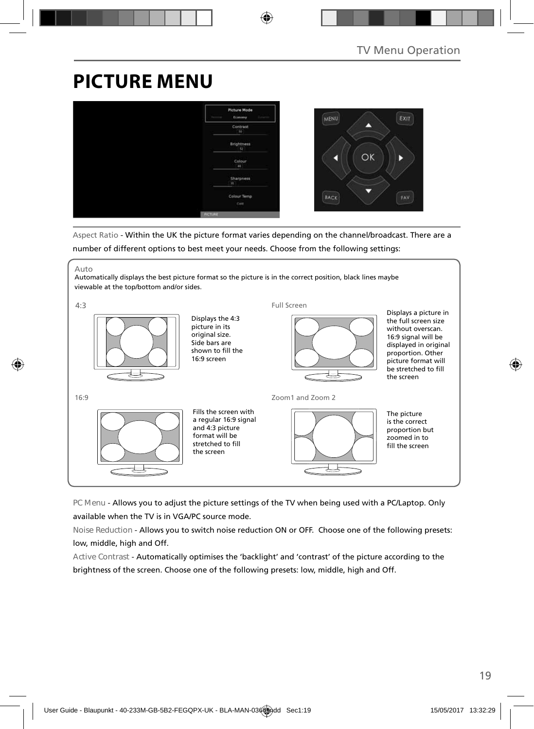# PICTURE MENU

Aspect Ratio - Within the UK the picture format varies depending on the channel/broadcast. There are a number of different options to best meet your needs. Choose from the following settings:

Auto
Automatically displays the best picture format so the picture is in the correct position, black lines maybe viewable at the top/bottom and/or sides.

4:3
Displays the 4:3 picture in its original size. Side bars are shown to fill the 16:9 screen

Full Screen
Displays a picture in the full screen size without overscan. 16:9 signal will be displayed in original proportion. Other picture format will be stretched to fill the screen

16:9
Fills the screen with a regular 16:9 signal and 4:3 picture format will be stretched to fill the screen

Zoom1 and Zoom 2
The picture is the correct proportion but zoomed in to fill the screen

PC Menu - Allows you to adjust the picture settings of the TV when being used with a PC/Laptop. Only available when the TV is in VGA/PC source mode.

Noise Reduction - Allows you to switch noise reduction ON or OFF. Choose one of the following presets: low, middle, high and Off.

Active Contrast - Automatically optimises the 'backlight' and 'contrast' of the picture according to the brightness of the screen. Choose one of the following presets: low, middle, high and Off.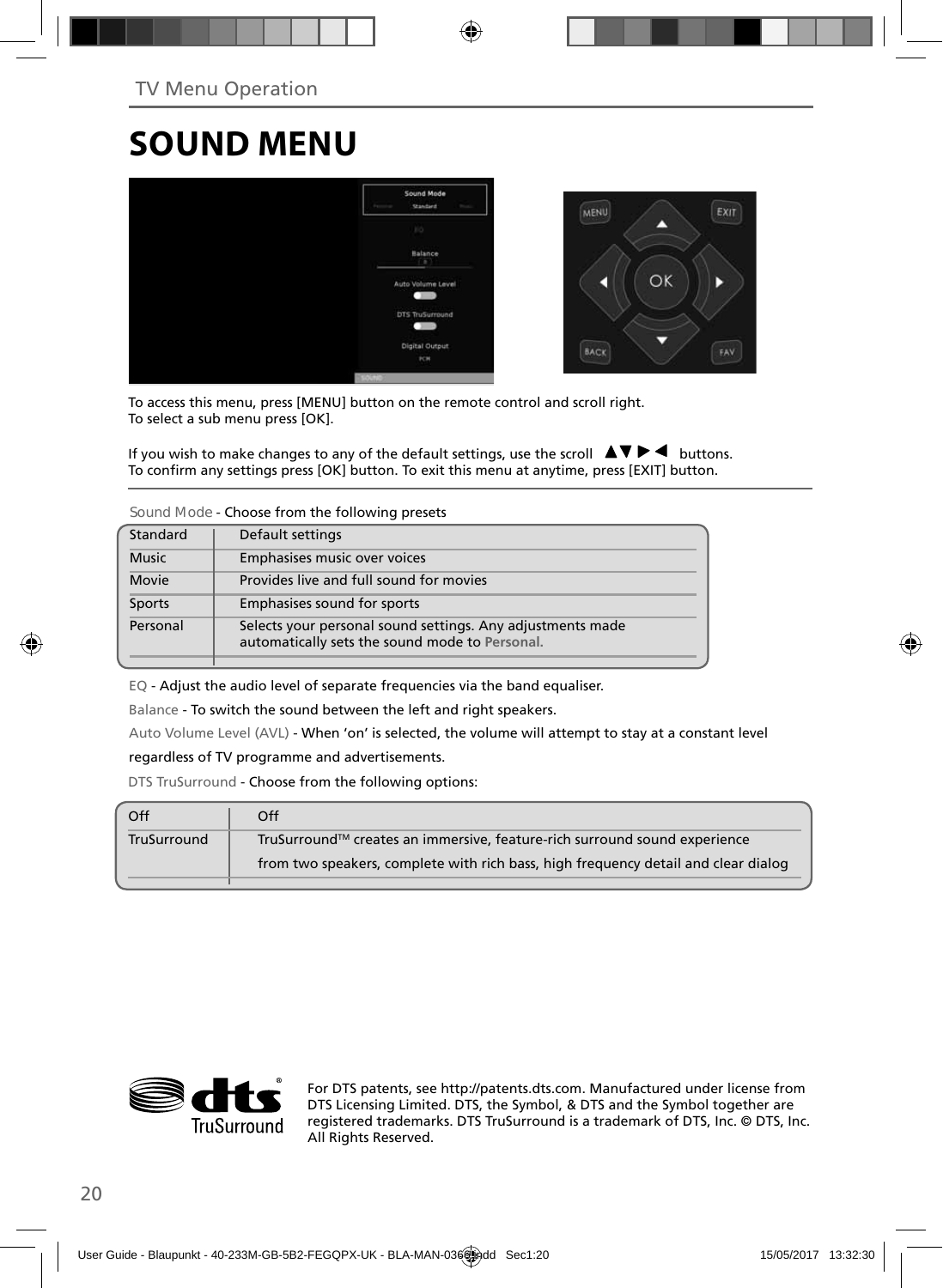## SOUND MENU

To access this menu, press [MENU] button on the remote control and scroll right.
To select a sub menu press [OK].

If you wish to make changes to any of the default settings, use the scroll ▲▼▶◀ buttons.
To confirm any settings press [OK] button. To exit this menu at anytime, press [EXIT] button.

Sound Mode - Choose from the following presets

| Standard | Default settings |
|---|---|
| Music | Emphasises music over voices |
| Movie | Provides live and full sound for movies |
| Sports | Emphasises sound for sports |
| Personal | Selects your personal sound settings. Any adjustments made automatically sets the sound mode to **Personal.** |

EQ - Adjust the audio level of separate frequencies via the band equaliser.

Balance - To switch the sound between the left and right speakers.

Auto Volume Level (AVL) - When 'on' is selected, the volume will attempt to stay at a constant level regardless of TV programme and advertisements.

DTS TruSurround - Choose from the following options:

| Off | Off |
|---|---|
| TruSurround | TruSurround™ creates an immersive, feature-rich surround sound experience from two speakers, complete with rich bass, high frequency detail and clear dialog |

For DTS patents, see http://patents.dts.com. Manufactured under license from DTS Licensing Limited. DTS, the Symbol, & DTS and the Symbol together are registered trademarks. DTS TruSurround is a trademark of DTS, Inc. © DTS, Inc. All Rights Reserved.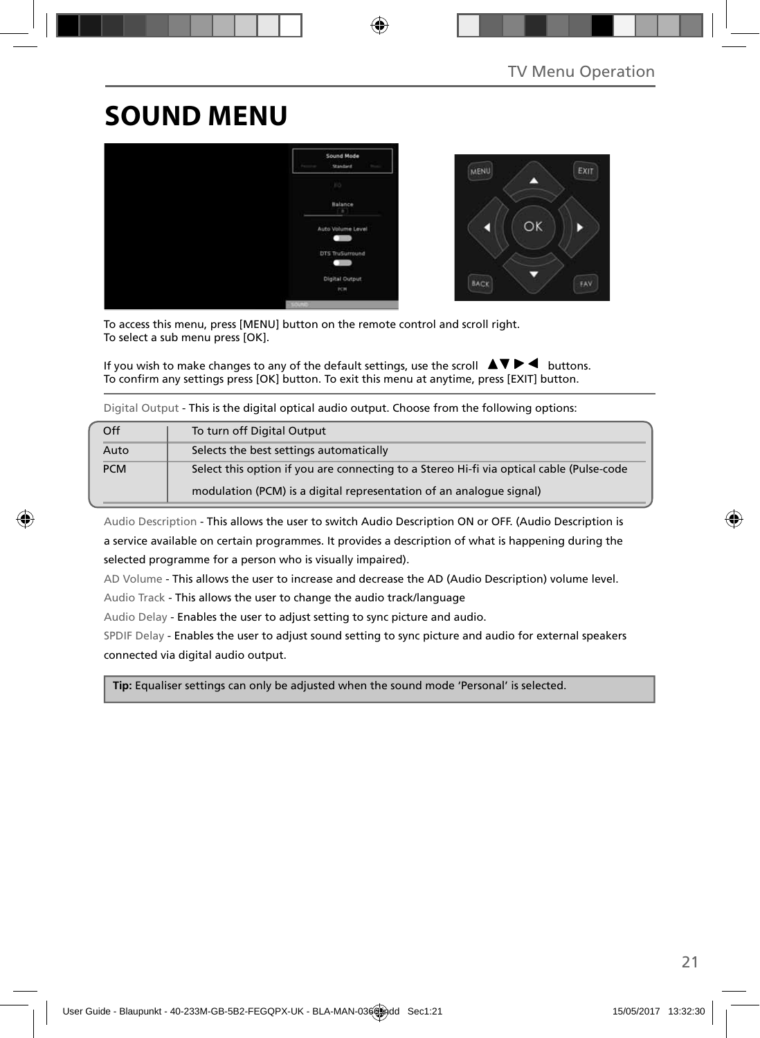# SOUND MENU

To access this menu, press [MENU] button on the remote control and scroll right.
To select a sub menu press [OK].

If you wish to make changes to any of the default settings, use the scroll ▲▼▶◀ buttons.
To confirm any settings press [OK] button. To exit this menu at anytime, press [EXIT] button.

Digital Output - This is the digital optical audio output. Choose from the following options:

| | |
|---|---|
| Off | To turn off Digital Output |
| Auto | Selects the best settings automatically |
| PCM | Select this option if you are connecting to a Stereo Hi-fi via optical cable (Pulse-code modulation (PCM) is a digital representation of an analogue signal) |

Audio Description - This allows the user to switch Audio Description ON or OFF. (Audio Description is a service available on certain programmes. It provides a description of what is happening during the selected programme for a person who is visually impaired).

AD Volume - This allows the user to increase and decrease the AD (Audio Description) volume level.

Audio Track - This allows the user to change the audio track/language

Audio Delay - Enables the user to adjust setting to sync picture and audio.

SPDIF Delay - Enables the user to adjust sound setting to sync picture and audio for external speakers connected via digital audio output.

**Tip:** Equaliser settings can only be adjusted when the sound mode 'Personal' is selected.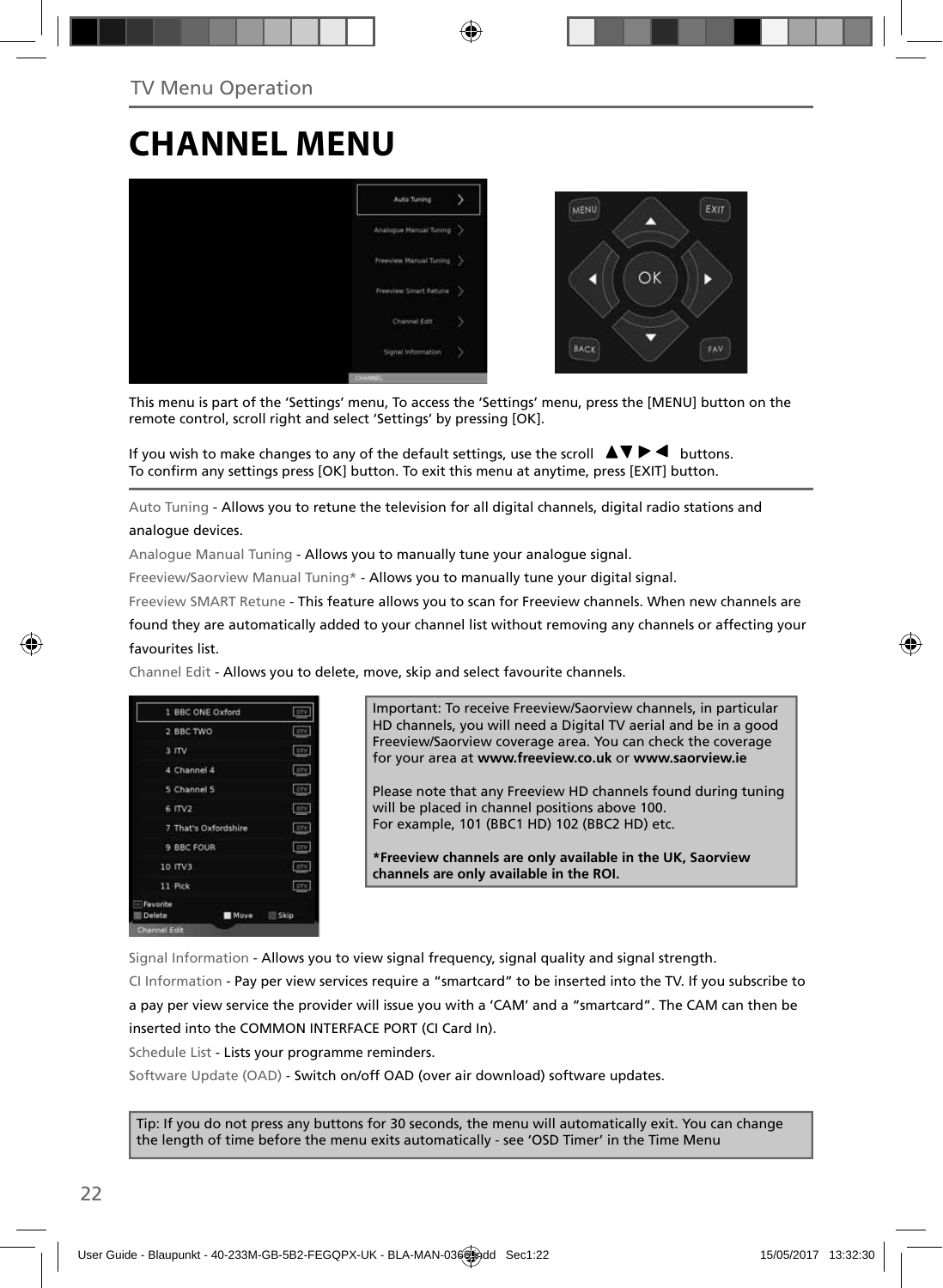TV Menu Operation

# CHANNEL MENU

This menu is part of the 'Settings' menu, To access the 'Settings' menu, press the [MENU] button on the remote control, scroll right and select 'Settings' by pressing [OK].

If you wish to make changes to any of the default settings, use the scroll ▲▼▶◀ buttons.
To confirm any settings press [OK] button. To exit this menu at anytime, press [EXIT] button.

Auto Tuning - Allows you to retune the television for all digital channels, digital radio stations and analogue devices.

Analogue Manual Tuning - Allows you to manually tune your analogue signal.

Freeview/Saorview Manual Tuning* - Allows you to manually tune your digital signal.

Freeview SMART Retune - This feature allows you to scan for Freeview channels. When new channels are found they are automatically added to your channel list without removing any channels or affecting your favourites list.

Channel Edit - Allows you to delete, move, skip and select favourite channels.

Important: To receive Freeview/Saorview channels, in particular HD channels, you will need a Digital TV aerial and be in a good Freeview/Saorview coverage area. You can check the coverage for your area at **www.freeview.co.uk** or **www.saorview.ie**

Please note that any Freeview HD channels found during tuning will be placed in channel positions above 100.
For example, 101 (BBC1 HD) 102 (BBC2 HD) etc.

**\*Freeview channels are only available in the UK, Saorview channels are only available in the ROI.**

Signal Information - Allows you to view signal frequency, signal quality and signal strength.

CI Information - Pay per view services require a "smartcard" to be inserted into the TV. If you subscribe to a pay per view service the provider will issue you with a 'CAM' and a "smartcard". The CAM can then be inserted into the COMMON INTERFACE PORT (CI Card In).

Schedule List - Lists your programme reminders.

Software Update (OAD) - Switch on/off OAD (over air download) software updates.

Tip: If you do not press any buttons for 30 seconds, the menu will automatically exit. You can change the length of time before the menu exits automatically - see 'OSD Timer' in the Time Menu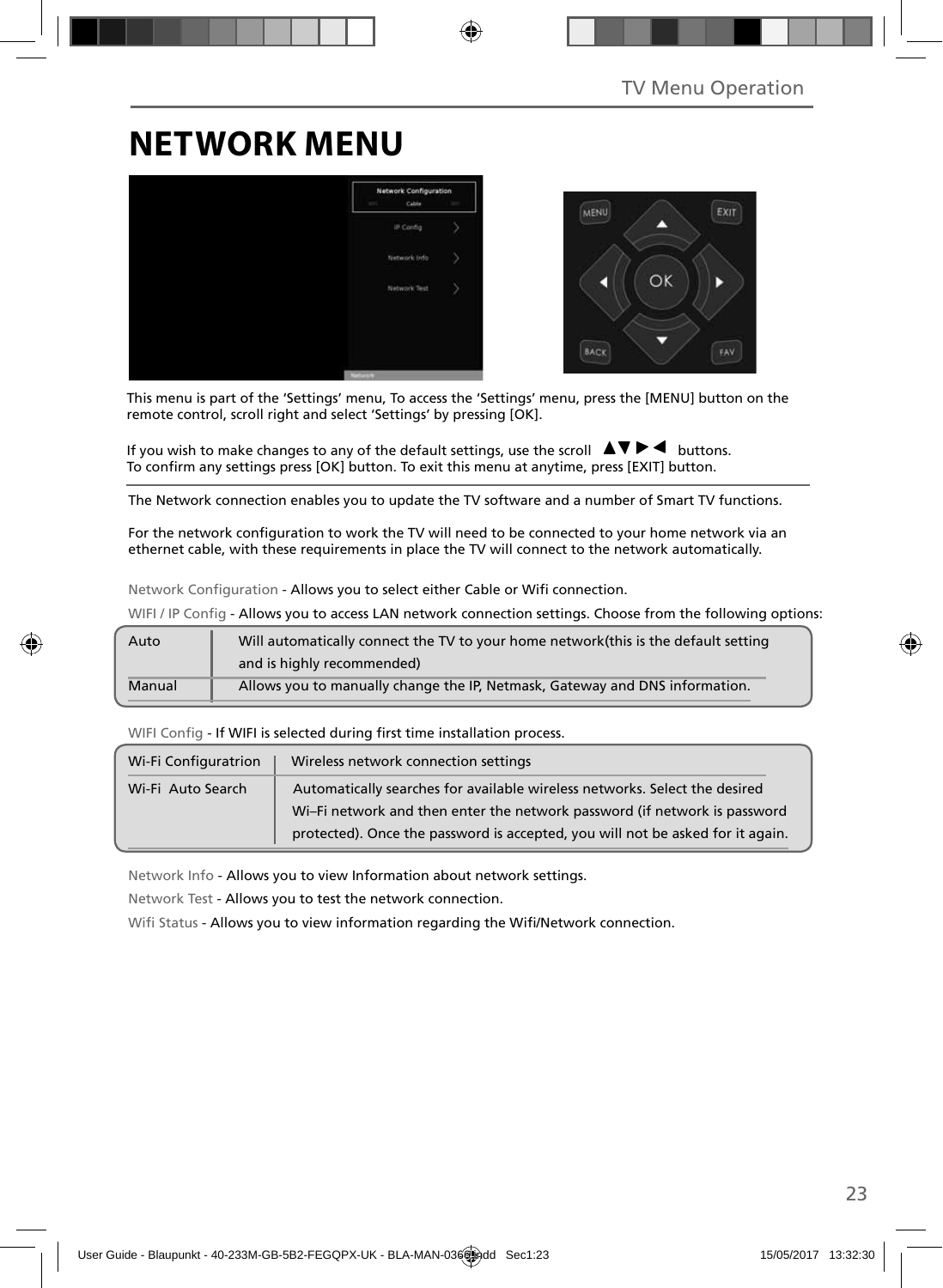# NETWORK MENU

This menu is part of the 'Settings' menu, To access the 'Settings' menu, press the [MENU] button on the remote control, scroll right and select 'Settings' by pressing [OK].

If you wish to make changes to any of the default settings, use the scroll ▲▼▶◀ buttons.
To confirm any settings press [OK] button. To exit this menu at anytime, press [EXIT] button.

The Network connection enables you to update the TV software and a number of Smart TV functions.

For the network configuration to work the TV will need to be connected to your home network via an ethernet cable, with these requirements in place the TV will connect to the network automatically.

Network Configuration - Allows you to select either Cable or Wifi connection.

WIFI / IP Config - Allows you to access LAN network connection settings. Choose from the following options:

| | |
|---|---|
| Auto | Will automatically connect the TV to your home network(this is the default setting and is highly recommended) |
| Manual | Allows you to manually change the IP, Netmask, Gateway and DNS information. |

WIFI Config - If WIFI is selected during first time installation process.

| | |
|---|---|
| Wi-Fi Configuratrion | Wireless network connection settings |
| Wi-Fi Auto Search | Automatically searches for available wireless networks. Select the desired Wi–Fi network and then enter the network password (if network is password protected). Once the password is accepted, you will not be asked for it again. |

Network Info - Allows you to view Information about network settings.

Network Test - Allows you to test the network connection.

Wifi Status - Allows you to view information regarding the Wifi/Network connection.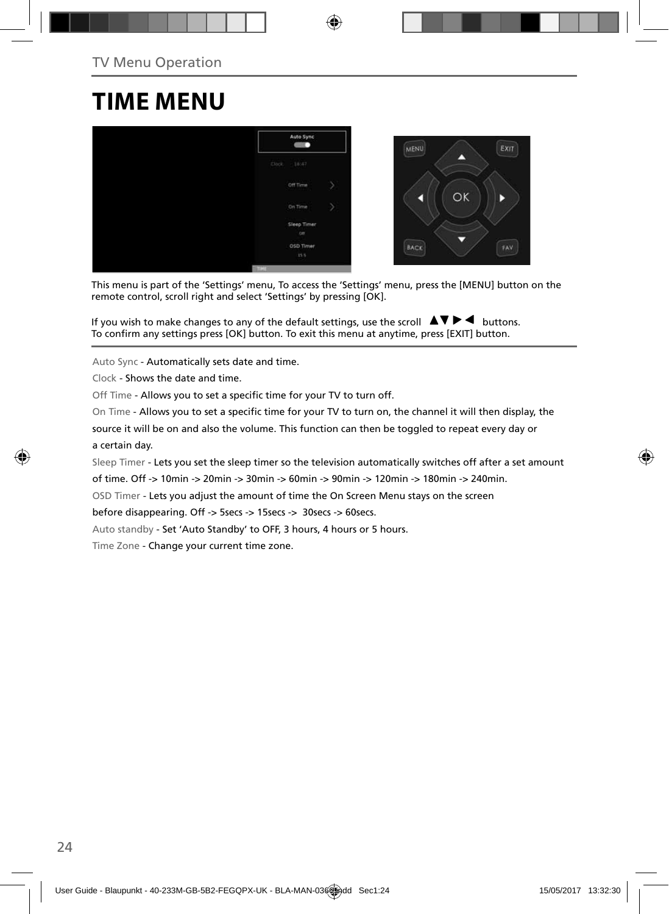TV Menu Operation

# TIME MENU

This menu is part of the 'Settings' menu, To access the 'Settings' menu, press the [MENU] button on the remote control, scroll right and select 'Settings' by pressing [OK].

If you wish to make changes to any of the default settings, use the scroll ▲▼▶◀ buttons.
To confirm any settings press [OK] button. To exit this menu at anytime, press [EXIT] button.

Auto Sync - Automatically sets date and time.

Clock - Shows the date and time.

Off Time - Allows you to set a specific time for your TV to turn off.

On Time - Allows you to set a specific time for your TV to turn on, the channel it will then display, the source it will be on and also the volume. This function can then be toggled to repeat every day or a certain day.

Sleep Timer - Lets you set the sleep timer so the television automatically switches off after a set amount of time. Off -> 10min -> 20min -> 30min -> 60min -> 90min -> 120min -> 180min -> 240min.

OSD Timer - Lets you adjust the amount of time the On Screen Menu stays on the screen before disappearing. Off -> 5secs -> 15secs -> 30secs -> 60secs.

Auto standby - Set 'Auto Standby' to OFF, 3 hours, 4 hours or 5 hours.

Time Zone - Change your current time zone.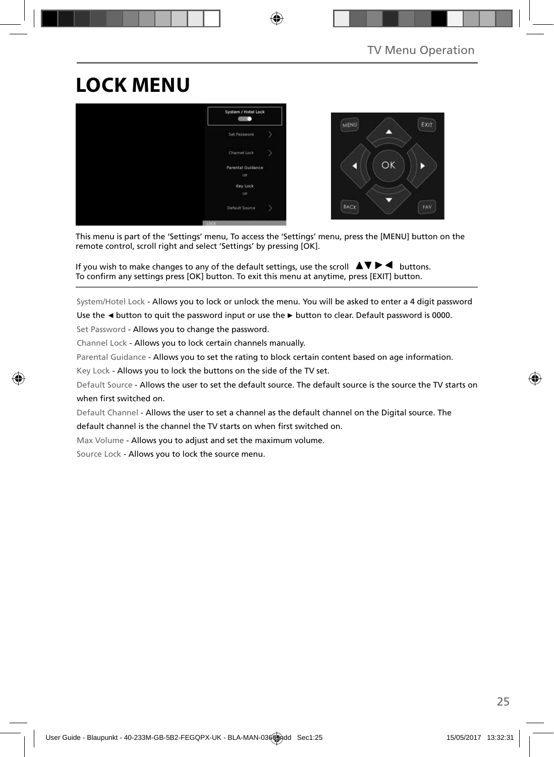# LOCK MENU

This menu is part of the 'Settings' menu, To access the 'Settings' menu, press the [MENU] button on the remote control, scroll right and select 'Settings' by pressing [OK].

If you wish to make changes to any of the default settings, use the scroll ▲▼▶◀ buttons.
To confirm any settings press [OK] button. To exit this menu at anytime, press [EXIT] button.

System/Hotel Lock - Allows you to lock or unlock the menu. You will be asked to enter a 4 digit password Use the ◄ button to quit the password input or use the ► button to clear. Default password is 0000.

Set Password - Allows you to change the password.

Channel Lock - Allows you to lock certain channels manually.

Parental Guidance - Allows you to set the rating to block certain content based on age information.

Key Lock - Allows you to lock the buttons on the side of the TV set.

Default Source - Allows the user to set the default source. The default source is the source the TV starts on when first switched on.

Default Channel - Allows the user to set a channel as the default channel on the Digital source. The default channel is the channel the TV starts on when first switched on.

Max Volume - Allows you to adjust and set the maximum volume.

Source Lock - Allows you to lock the source menu.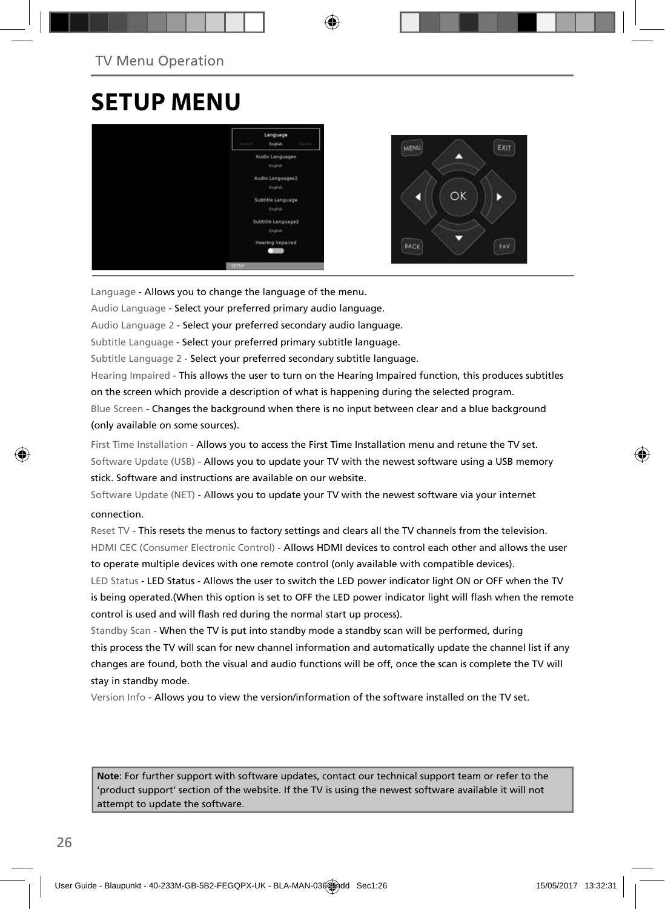# SETUP MENU

Language - Allows you to change the language of the menu.

Audio Language - Select your preferred primary audio language.

Audio Language 2 - Select your preferred secondary audio language.

Subtitle Language - Select your preferred primary subtitle language.

Subtitle Language 2 - Select your preferred secondary subtitle language.

Hearing Impaired - This allows the user to turn on the Hearing Impaired function, this produces subtitles on the screen which provide a description of what is happening during the selected program.

Blue Screen - Changes the background when there is no input between clear and a blue background (only available on some sources).

First Time Installation - Allows you to access the First Time Installation menu and retune the TV set.

Software Update (USB) - Allows you to update your TV with the newest software using a USB memory stick. Software and instructions are available on our website.

Software Update (NET) - Allows you to update your TV with the newest software via your internet connection.

Reset TV - This resets the menus to factory settings and clears all the TV channels from the television.

HDMI CEC (Consumer Electronic Control) - Allows HDMI devices to control each other and allows the user to operate multiple devices with one remote control (only available with compatible devices).

LED Status - LED Status - Allows the user to switch the LED power indicator light ON or OFF when the TV is being operated.(When this option is set to OFF the LED power indicator light will flash when the remote control is used and will flash red during the normal start up process).

Standby Scan - When the TV is put into standby mode a standby scan will be performed, during this process the TV will scan for new channel information and automatically update the channel list if any changes are found, both the visual and audio functions will be off, once the scan is complete the TV will stay in standby mode.

Version Info - Allows you to view the version/information of the software installed on the TV set.

**Note**: For further support with software updates, contact our technical support team or refer to the 'product support' section of the website. If the TV is using the newest software available it will not attempt to update the software.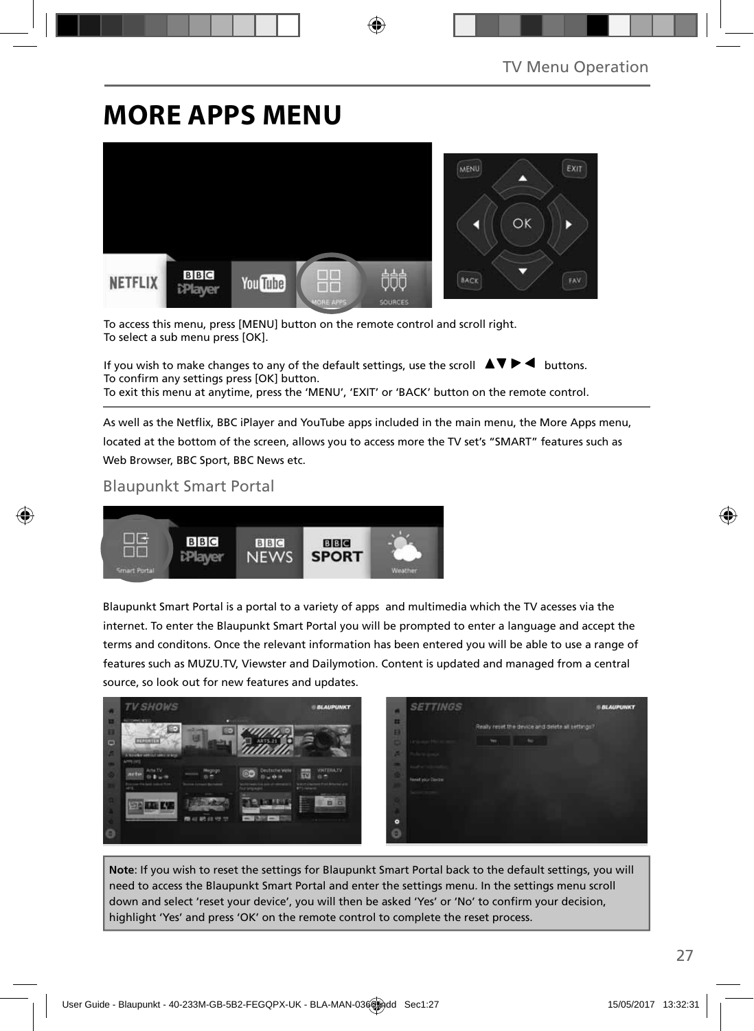# MORE APPS MENU

To access this menu, press [MENU] button on the remote control and scroll right.
To select a sub menu press [OK].

If you wish to make changes to any of the default settings, use the scroll ▲▼▶◀ buttons.
To confirm any settings press [OK] button.
To exit this menu at anytime, press the 'MENU', 'EXIT' or 'BACK' button on the remote control.

As well as the Netflix, BBC iPlayer and YouTube apps included in the main menu, the More Apps menu, located at the bottom of the screen, allows you to access more the TV set's "SMART" features such as Web Browser, BBC Sport, BBC News etc.

## Blaupunkt Smart Portal

Blaupunkt Smart Portal is a portal to a variety of apps and multimedia which the TV acesses via the internet. To enter the Blaupunkt Smart Portal you will be prompted to enter a language and accept the terms and conditons. Once the relevant information has been entered you will be able to use a range of features such as MUZU.TV, Viewster and Dailymotion. Content is updated and managed from a central source, so look out for new features and updates.

**Note**: If you wish to reset the settings for Blaupunkt Smart Portal back to the default settings, you will need to access the Blaupunkt Smart Portal and enter the settings menu. In the settings menu scroll down and select 'reset your device', you will then be asked 'Yes' or 'No' to confirm your decision, highlight 'Yes' and press 'OK' on the remote control to complete the reset process.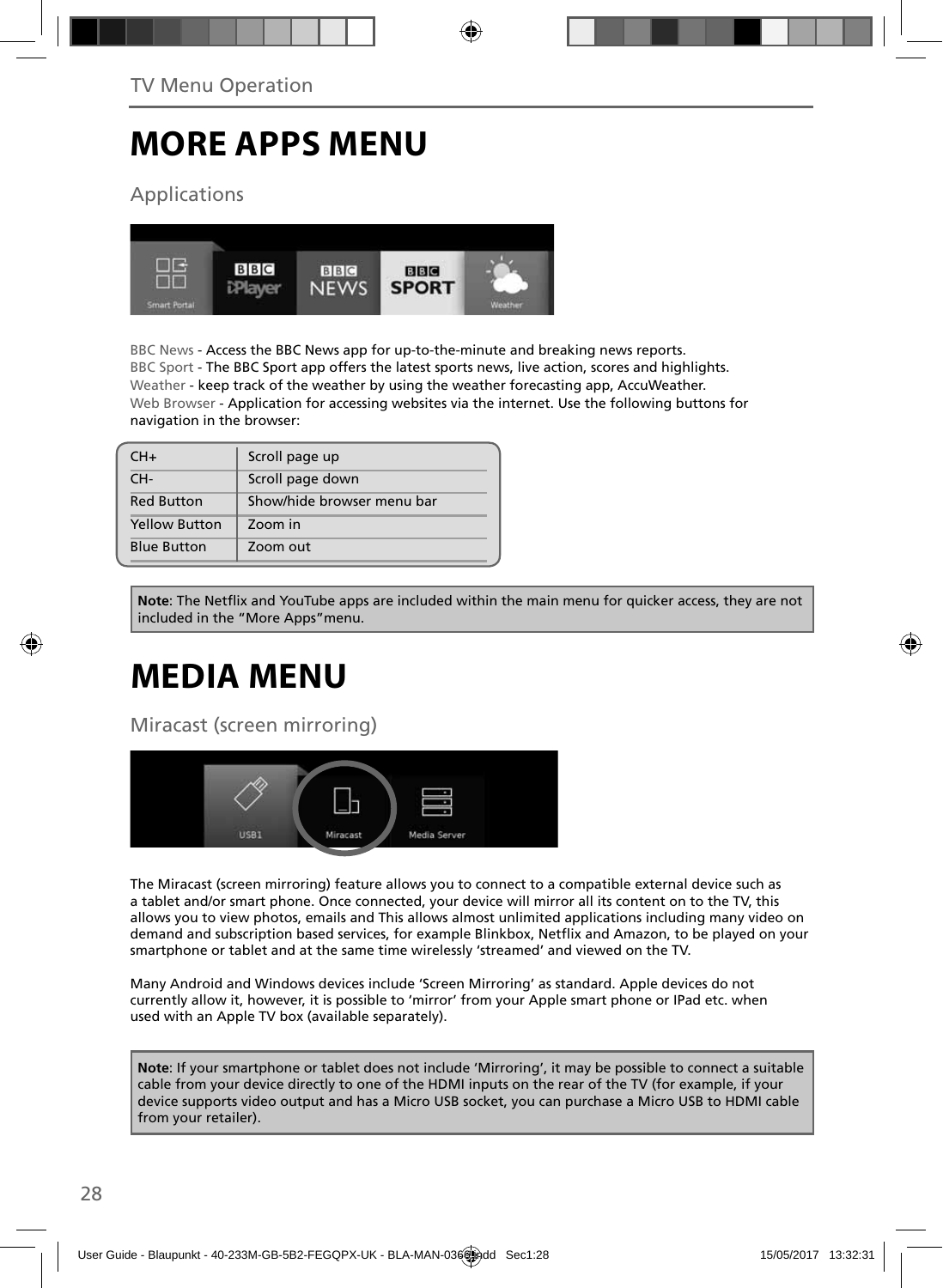# MORE APPS MENU

## Applications

BBC News - Access the BBC News app for up-to-the-minute and breaking news reports.
BBC Sport - The BBC Sport app offers the latest sports news, live action, scores and highlights.
Weather - keep track of the weather by using the weather forecasting app, AccuWeather.
Web Browser - Application for accessing websites via the internet. Use the following buttons for navigation in the browser:

| | |
|---|---|
| CH+ | Scroll page up |
| CH- | Scroll page down |
| Red Button | Show/hide browser menu bar |
| Yellow Button | Zoom in |
| Blue Button | Zoom out |

**Note**: The Netflix and YouTube apps are included within the main menu for quicker access, they are not included in the "More Apps"menu.

# MEDIA MENU

## Miracast (screen mirroring)

The Miracast (screen mirroring) feature allows you to connect to a compatible external device such as a tablet and/or smart phone. Once connected, your device will mirror all its content on to the TV, this allows you to view photos, emails and This allows almost unlimited applications including many video on demand and subscription based services, for example Blinkbox, Netflix and Amazon, to be played on your smartphone or tablet and at the same time wirelessly 'streamed' and viewed on the TV.

Many Android and Windows devices include 'Screen Mirroring' as standard. Apple devices do not currently allow it, however, it is possible to 'mirror' from your Apple smart phone or IPad etc. when used with an Apple TV box (available separately).

**Note**: If your smartphone or tablet does not include 'Mirroring', it may be possible to connect a suitable cable from your device directly to one of the HDMI inputs on the rear of the TV (for example, if your device supports video output and has a Micro USB socket, you can purchase a Micro USB to HDMI cable from your retailer).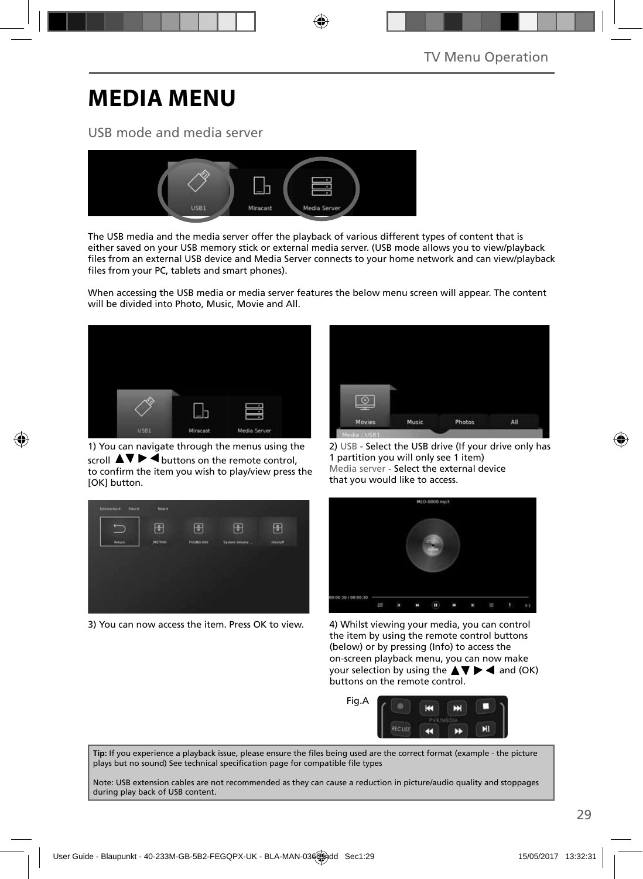# MEDIA MENU

## USB mode and media server

The USB media and the media server offer the playback of various different types of content that is either saved on your USB memory stick or external media server. (USB mode allows you to view/playback files from an external USB device and Media Server connects to your home network and can view/playback files from your PC, tablets and smart phones).

When accessing the USB media or media server features the below menu screen will appear. The content will be divided into Photo, Music, Movie and All.

1) You can navigate through the menus using the scroll ▲▼▶◀ buttons on the remote control, to confirm the item you wish to play/view press the [OK] button.

2) USB - Select the USB drive (If your drive only has 1 partition you will only see 1 item)
Media server - Select the external device that you would like to access.

3) You can now access the item. Press OK to view.

4) Whilst viewing your media, you can control the item by using the remote control buttons (below) or by pressing (Info) to access the on-screen playback menu, you can now make your selection by using the ▲▼▶◀ and (OK) buttons on the remote control.

Fig.A

**Tip:** If you experience a playback issue, please ensure the files being used are the correct format (example - the picture plays but no sound) See technical specification page for compatible file types

Note: USB extension cables are not recommended as they can cause a reduction in picture/audio quality and stoppages during play back of USB content.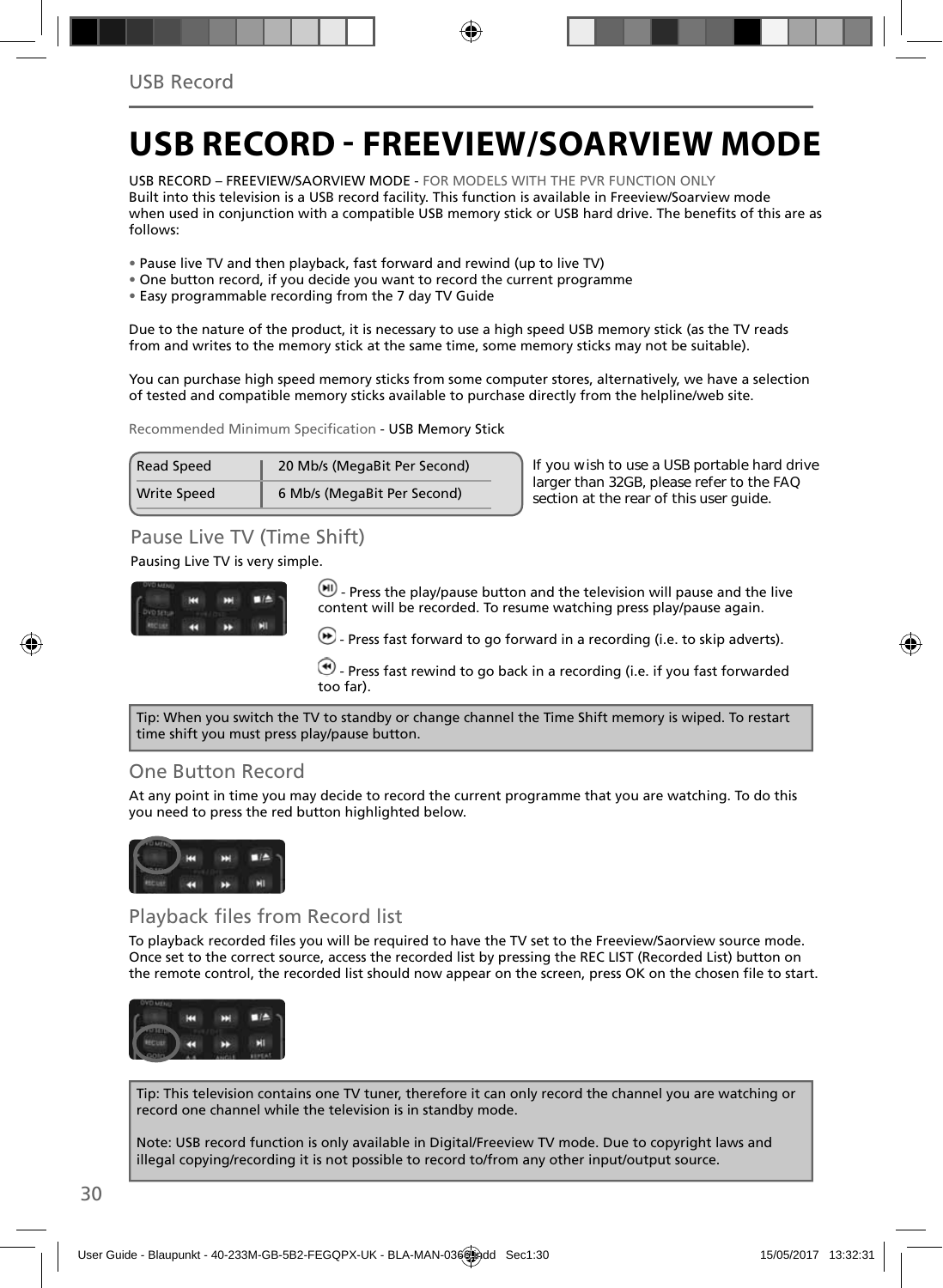# USB RECORD - FREEVIEW/SOARVIEW MODE

USB RECORD – FREEVIEW/SAORVIEW MODE - FOR MODELS WITH THE PVR FUNCTION ONLY
Built into this television is a USB record facility. This function is available in Freeview/Soarview mode when used in conjunction with a compatible USB memory stick or USB hard drive. The benefits of this are as follows:

- Pause live TV and then playback, fast forward and rewind (up to live TV)
- One button record, if you decide you want to record the current programme
- Easy programmable recording from the 7 day TV Guide

Due to the nature of the product, it is necessary to use a high speed USB memory stick (as the TV reads from and writes to the memory stick at the same time, some memory sticks may not be suitable).

You can purchase high speed memory sticks from some computer stores, alternatively, we have a selection of tested and compatible memory sticks available to purchase directly from the helpline/web site.

Recommended Minimum Specification - USB Memory Stick

| | |
|---|---|
| Read Speed | 20 Mb/s (MegaBit Per Second) |
| Write Speed | 6 Mb/s (MegaBit Per Second) |

If you wish to use a USB portable hard drive larger than 32GB, please refer to the FAQ section at the rear of this user guide.

## Pause Live TV (Time Shift)

Pausing Live TV is very simple.

- Press the play/pause button and the television will pause and the live content will be recorded. To resume watching press play/pause again.

- Press fast forward to go forward in a recording (i.e. to skip adverts).

- Press fast rewind to go back in a recording (i.e. if you fast forwarded too far).

Tip: When you switch the TV to standby or change channel the Time Shift memory is wiped. To restart time shift you must press play/pause button.

## One Button Record

At any point in time you may decide to record the current programme that you are watching. To do this you need to press the red button highlighted below.

## Playback files from Record list

To playback recorded files you will be required to have the TV set to the Freeview/Saorview source mode. Once set to the correct source, access the recorded list by pressing the REC LIST (Recorded List) button on the remote control, the recorded list should now appear on the screen, press OK on the chosen file to start.

Tip: This television contains one TV tuner, therefore it can only record the channel you are watching or record one channel while the television is in standby mode.

Note: USB record function is only available in Digital/Freeview TV mode. Due to copyright laws and illegal copying/recording it is not possible to record to/from any other input/output source.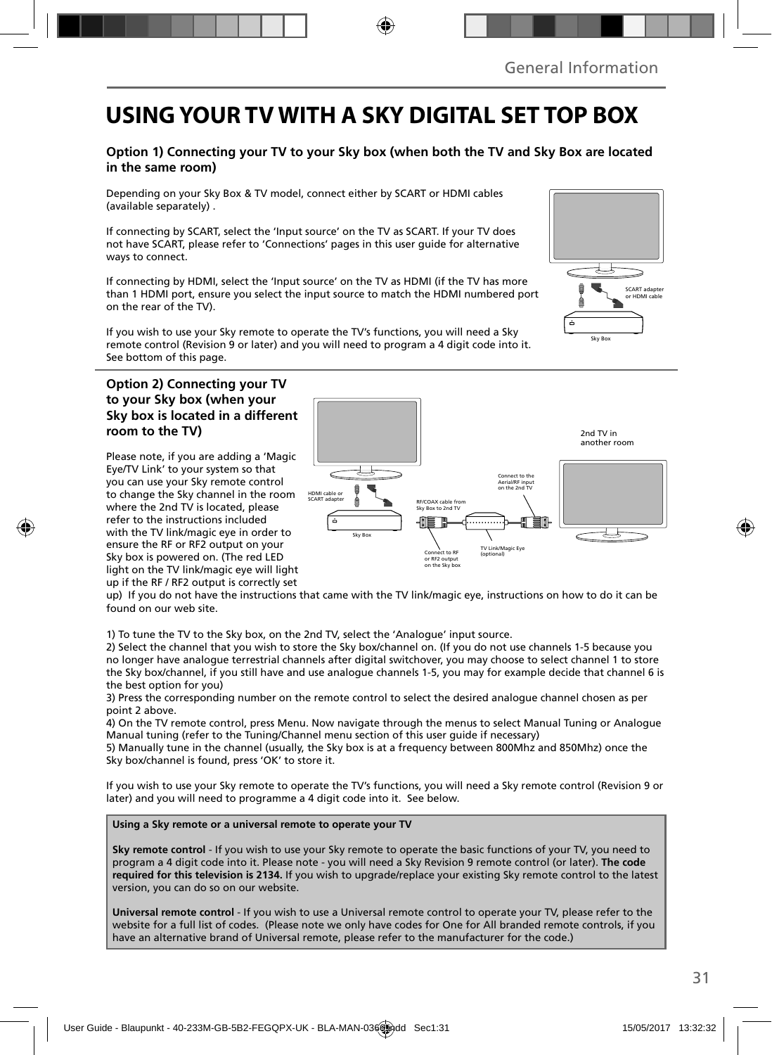# USING YOUR TV WITH A SKY DIGITAL SET TOP BOX

### Option 1) Connecting your TV to your Sky box (when both the TV and Sky Box are located in the same room)

Depending on your Sky Box & TV model, connect either by SCART or HDMI cables (available separately) .

If connecting by SCART, select the 'Input source' on the TV as SCART. If your TV does not have SCART, please refer to 'Connections' pages in this user guide for alternative ways to connect.

If connecting by HDMI, select the 'Input source' on the TV as HDMI (if the TV has more than 1 HDMI port, ensure you select the input source to match the HDMI numbered port on the rear of the TV).

If you wish to use your Sky remote to operate the TV's functions, you will need a Sky remote control (Revision 9 or later) and you will need to program a 4 digit code into it. See bottom of this page.

SCART adapter or HDMI cable

Sky Box

### Option 2) Connecting your TV to your Sky box (when your Sky box is located in a different room to the TV)

Please note, if you are adding a 'Magic Eye/TV Link' to your system so that you can use your Sky remote control to change the Sky channel in the room where the 2nd TV is located, please refer to the instructions included with the TV link/magic eye in order to ensure the RF or RF2 output on your Sky box is powered on. (The red LED light on the TV link/magic eye will light up if the RF / RF2 output is correctly set up) If you do not have the instructions that came with the TV link/magic eye, instructions on how to do it can be found on our web site.

2nd TV in another room

HDMI cable or SCART adapter

Sky Box

RF/COAX cable from Sky Box to 2nd TV

Connect to the Aerial/RF input on the 2nd TV

Connect to RF or RF2 output on the Sky box

TV Link/Magic Eye (optional)

1) To tune the TV to the Sky box, on the 2nd TV, select the 'Analogue' input source.
2) Select the channel that you wish to store the Sky box/channel on. (If you do not use channels 1-5 because you no longer have analogue terrestrial channels after digital switchover, you may choose to select channel 1 to store the Sky box/channel, if you still have and use analogue channels 1-5, you may for example decide that channel 6 is the best option for you)
3) Press the corresponding number on the remote control to select the desired analogue channel chosen as per point 2 above.
4) On the TV remote control, press Menu. Now navigate through the menus to select Manual Tuning or Analogue Manual tuning (refer to the Tuning/Channel menu section of this user guide if necessary)
5) Manually tune in the channel (usually, the Sky box is at a frequency between 800Mhz and 850Mhz) once the Sky box/channel is found, press 'OK' to store it.

If you wish to use your Sky remote to operate the TV's functions, you will need a Sky remote control (Revision 9 or later) and you will need to programme a 4 digit code into it. See below.

**Using a Sky remote or a universal remote to operate your TV**

**Sky remote control** - If you wish to use your Sky remote to operate the basic functions of your TV, you need to program a 4 digit code into it. Please note - you will need a Sky Revision 9 remote control (or later). **The code required for this television is 2134.** If you wish to upgrade/replace your existing Sky remote control to the latest version, you can do so on our website.

**Universal remote control** - If you wish to use a Universal remote control to operate your TV, please refer to the website for a full list of codes. (Please note we only have codes for One for All branded remote controls, if you have an alternative brand of Universal remote, please refer to the manufacturer for the code.)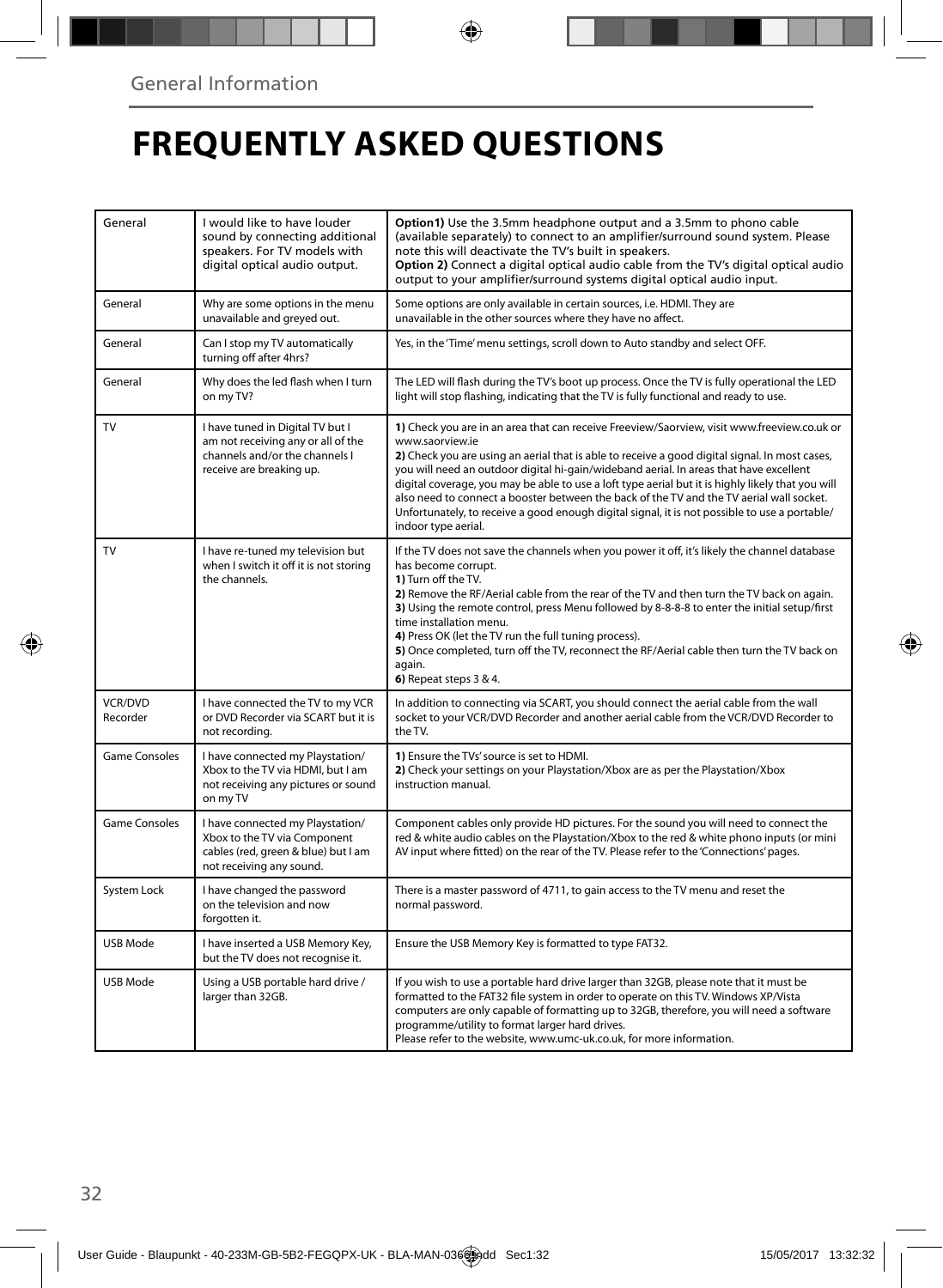General Information

# FREQUENTLY ASKED QUESTIONS

| | | |
|---|---|---|
| General | I would like to have louder sound by connecting additional speakers. For TV models with digital optical audio output. | **Option1)** Use the 3.5mm headphone output and a 3.5mm to phono cable (available separately) to connect to an amplifier/surround sound system. Please note this will deactivate the TV's built in speakers.<br>**Option 2)** Connect a digital optical audio cable from the TV's digital optical audio output to your amplifier/surround systems digital optical audio input. |
| General | Why are some options in the menu unavailable and greyed out. | Some options are only available in certain sources, i.e. HDMI. They are unavailable in the other sources where they have no affect. |
| General | Can I stop my TV automatically turning off after 4hrs? | Yes, in the 'Time' menu settings, scroll down to Auto standby and select OFF. |
| General | Why does the led flash when I turn on my TV? | The LED will flash during the TV's boot up process. Once the TV is fully operational the LED light will stop flashing, indicating that the TV is fully functional and ready to use. |
| TV | I have tuned in Digital TV but I am not receiving any or all of the channels and/or the channels I receive are breaking up. | **1)** Check you are in an area that can receive Freeview/Saorview, visit www.freeview.co.uk or www.saorview.ie<br>**2)** Check you are using an aerial that is able to receive a good digital signal. In most cases, you will need an outdoor digital hi-gain/wideband aerial. In areas that have excellent digital coverage, you may be able to use a loft type aerial but it is highly likely that you will also need to connect a booster between the back of the TV and the TV aerial wall socket. Unfortunately, to receive a good enough digital signal, it is not possible to use a portable/indoor type aerial. |
| TV | I have re-tuned my television but when I switch it off it is not storing the channels. | If the TV does not save the channels when you power it off, it's likely the channel database has become corrupt.<br>**1)** Turn off the TV.<br>**2)** Remove the RF/Aerial cable from the rear of the TV and then turn the TV back on again.<br>**3)** Using the remote control, press Menu followed by 8-8-8-8 to enter the initial setup/first time installation menu.<br>**4)** Press OK (let the TV run the full tuning process).<br>**5)** Once completed, turn off the TV, reconnect the RF/Aerial cable then turn the TV back on again.<br>**6)** Repeat steps 3 & 4. |
| VCR/DVD Recorder | I have connected the TV to my VCR or DVD Recorder via SCART but it is not recording. | In addition to connecting via SCART, you should connect the aerial cable from the wall socket to your VCR/DVD Recorder and another aerial cable from the VCR/DVD Recorder to the TV. |
| Game Consoles | I have connected my Playstation/Xbox to the TV via HDMI, but I am not receiving any pictures or sound on my TV | **1)** Ensure the TVs' source is set to HDMI.<br>**2)** Check your settings on your Playstation/Xbox are as per the Playstation/Xbox instruction manual. |
| Game Consoles | I have connected my Playstation/Xbox to the TV via Component cables (red, green & blue) but I am not receiving any sound. | Component cables only provide HD pictures. For the sound you will need to connect the red & white audio cables on the Playstation/Xbox to the red & white phono inputs (or mini AV input where fitted) on the rear of the TV. Please refer to the 'Connections' pages. |
| System Lock | I have changed the password on the television and now forgotten it. | There is a master password of 4711, to gain access to the TV menu and reset the normal password. |
| USB Mode | I have inserted a USB Memory Key, but the TV does not recognise it. | Ensure the USB Memory Key is formatted to type FAT32. |
| USB Mode | Using a USB portable hard drive / larger than 32GB. | If you wish to use a portable hard drive larger than 32GB, please note that it must be formatted to the FAT32 file system in order to operate on this TV. Windows XP/Vista computers are only capable of formatting up to 32GB, therefore, you will need a software programme/utility to format larger hard drives.<br>Please refer to the website, www.umc-uk.co.uk, for more information. |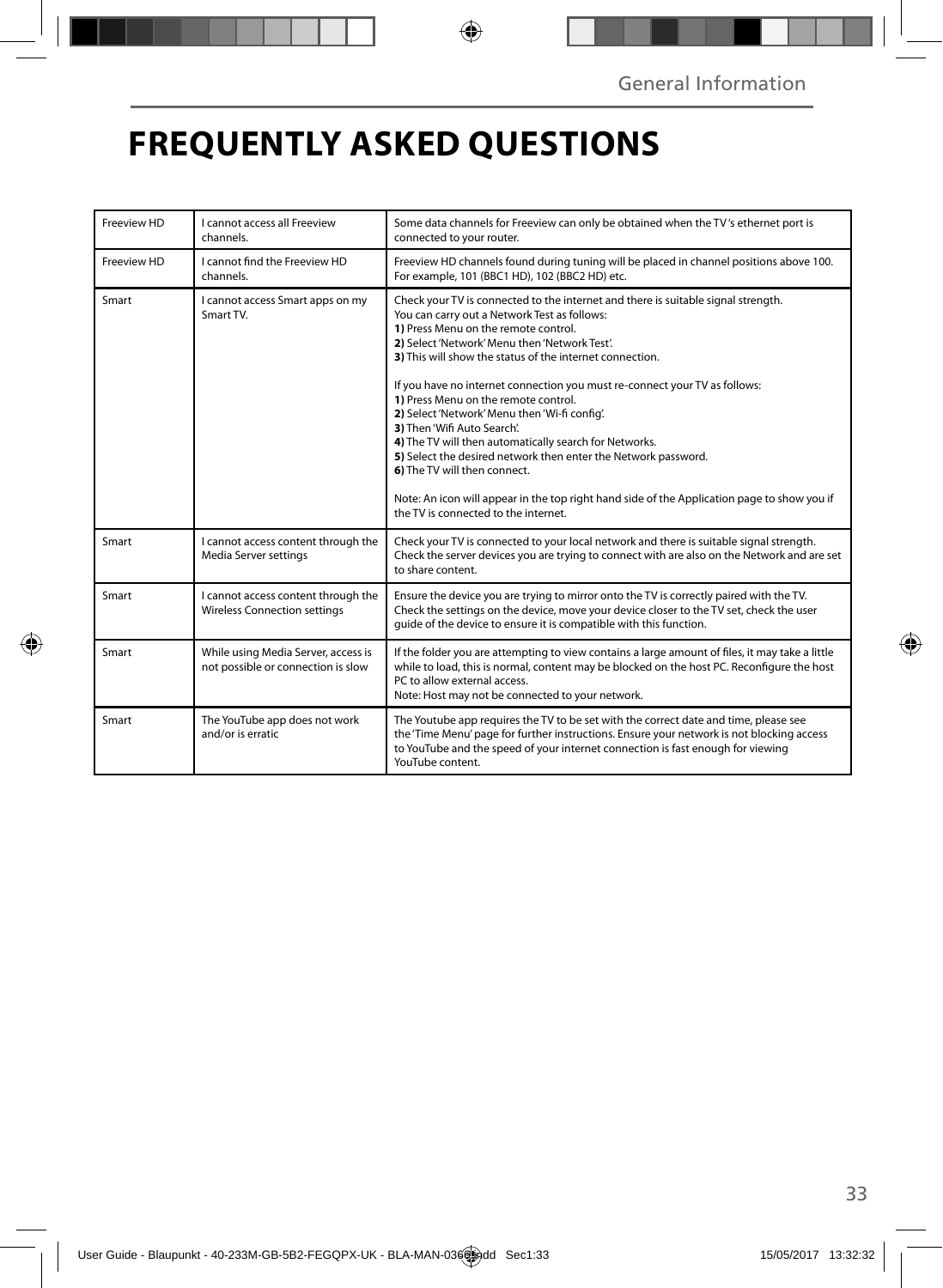# FREQUENTLY ASKED QUESTIONS

| | | |
|---|---|---|
| Freeview HD | I cannot access all Freeview channels. | Some data channels for Freeview can only be obtained when the TV 's ethernet port is connected to your router. |
| Freeview HD | I cannot find the Freeview HD channels. | Freeview HD channels found during tuning will be placed in channel positions above 100. For example, 101 (BBC1 HD), 102 (BBC2 HD) etc. |
| Smart | I cannot access Smart apps on my Smart TV. | Check your TV is connected to the internet and there is suitable signal strength.<br>You can carry out a Network Test as follows:<br>**1)** Press Menu on the remote control.<br>**2)** Select 'Network' Menu then 'Network Test'.<br>**3)** This will show the status of the internet connection.<br><br>If you have no internet connection you must re-connect your TV as follows:<br>**1)** Press Menu on the remote control.<br>**2)** Select 'Network' Menu then 'Wi-fi config'.<br>**3)** Then 'Wifi Auto Search'.<br>**4)** The TV will then automatically search for Networks.<br>**5)** Select the desired network then enter the Network password.<br>**6)** The TV will then connect.<br><br>Note: An icon will appear in the top right hand side of the Application page to show you if the TV is connected to the internet. |
| Smart | I cannot access content through the Media Server settings | Check your TV is connected to your local network and there is suitable signal strength. Check the server devices you are trying to connect with are also on the Network and are set to share content. |
| Smart | I cannot access content through the Wireless Connection settings | Ensure the device you are trying to mirror onto the TV is correctly paired with the TV. Check the settings on the device, move your device closer to the TV set, check the user guide of the device to ensure it is compatible with this function. |
| Smart | While using Media Server, access is not possible or connection is slow | If the folder you are attempting to view contains a large amount of files, it may take a little while to load, this is normal, content may be blocked on the host PC. Reconfigure the host PC to allow external access.<br>Note: Host may not be connected to your network. |
| Smart | The YouTube app does not work and/or is erratic | The Youtube app requires the TV to be set with the correct date and time, please see the 'Time Menu' page for further instructions. Ensure your network is not blocking access to YouTube and the speed of your internet connection is fast enough for viewing YouTube content. |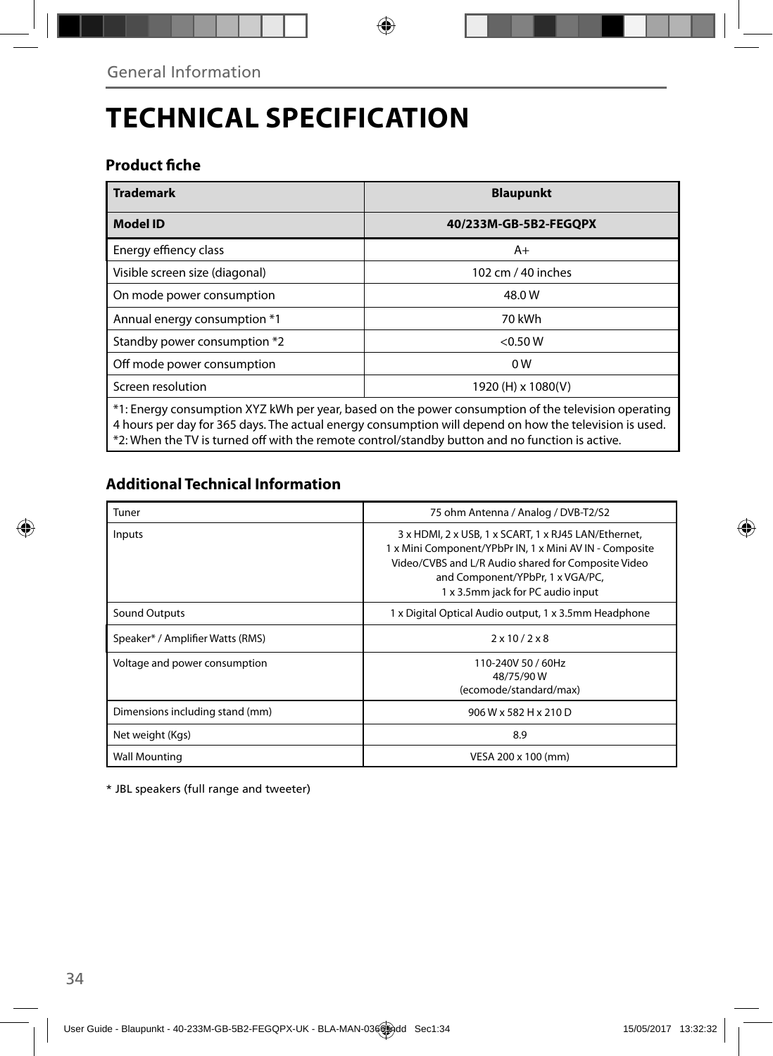General Information

# TECHNICAL SPECIFICATION

## Product fiche

| **Trademark** | **Blaupunkt** |
|---|---|
| **Model ID** | **40/233M-GB-5B2-FEGQPX** |
| Energy effiency class | A+ |
| Visible screen size (diagonal) | 102 cm / 40 inches |
| On mode power consumption | 48.0 W |
| Annual energy consumption *1 | 70 kWh |
| Standby power consumption *2 | <0.50 W |
| Off mode power consumption | 0 W |
| Screen resolution | 1920 (H) x 1080(V) |

*1: Energy consumption XYZ kWh per year, based on the power consumption of the television operating 4 hours per day for 365 days. The actual energy consumption will depend on how the television is used.
*2: When the TV is turned off with the remote control/standby button and no function is active.

## Additional Technical Information

| | |
|---|---|
| Tuner | 75 ohm Antenna / Analog / DVB-T2/S2 |
| Inputs | 3 x HDMI, 2 x USB, 1 x SCART, 1 x RJ45 LAN/Ethernet, 1 x Mini Component/YPbPr IN, 1 x Mini AV IN - Composite Video/CVBS and L/R Audio shared for Composite Video and Component/YPbPr, 1 x VGA/PC, 1 x 3.5mm jack for PC audio input |
| Sound Outputs | 1 x Digital Optical Audio output, 1 x 3.5mm Headphone |
| Speaker* / Amplifier Watts (RMS) | 2 x 10 / 2 x 8 |
| Voltage and power consumption | 110-240V 50 / 60Hz 48/75/90 W (ecomode/standard/max) |
| Dimensions including stand (mm) | 906 W x 582 H x 210 D |
| Net weight (Kgs) | 8.9 |
| Wall Mounting | VESA 200 x 100 (mm) |

* JBL speakers (full range and tweeter)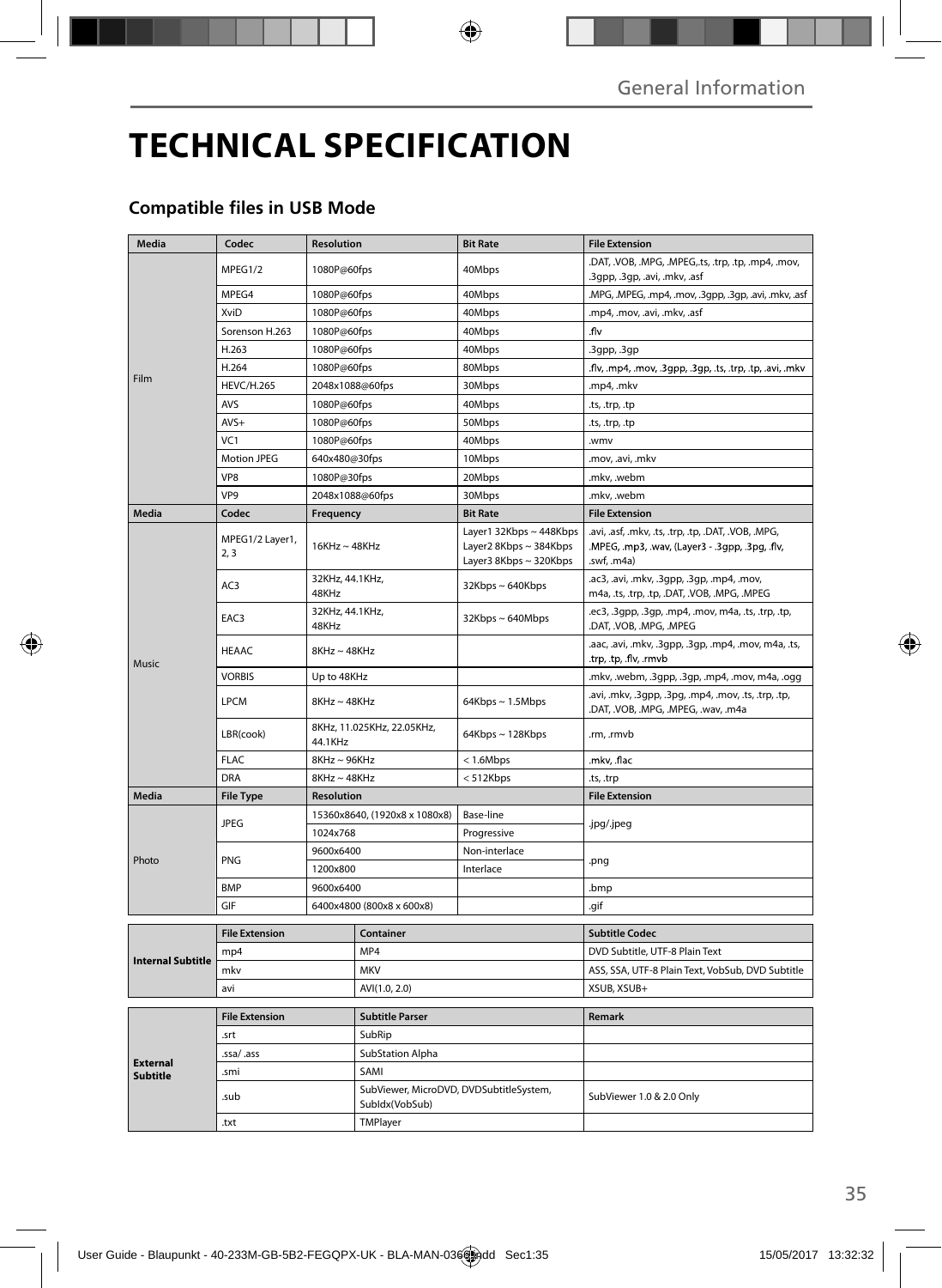# TECHNICAL SPECIFICATION

## Compatible files in USB Mode

| Media | Codec | Resolution | Bit Rate | File Extension |
|---|---|---|---|---|
| Film | MPEG1/2 | 1080P@60fps | 40Mbps | .DAT, .VOB, .MPG, .MPEG,.ts, .trp, .tp, .mp4, .mov, .3gpp, .3gp, .avi, .mkv, .asf |
| | MPEG4 | 1080P@60fps | 40Mbps | .MPG, .MPEG, .mp4, .mov, .3gpp, .3gp, .avi, .mkv, .asf |
| | XviD | 1080P@60fps | 40Mbps | .mp4, .mov, .avi, .mkv, .asf |
| | Sorenson H.263 | 1080P@60fps | 40Mbps | .flv |
| | H.263 | 1080P@60fps | 40Mbps | .3gpp, .3gp |
| | H.264 | 1080P@60fps | 80Mbps | .flv, .mp4, .mov, .3gpp, .3gp, .ts, .trp, .tp, .avi, .mkv |
| | HEVC/H.265 | 2048x1088@60fps | 30Mbps | .mp4, .mkv |
| | AVS | 1080P@60fps | 40Mbps | .ts, .trp, .tp |
| | AVS+ | 1080P@60fps | 50Mbps | .ts, .trp, .tp |
| | VC1 | 1080P@60fps | 40Mbps | .wmv |
| | Motion JPEG | 640x480@30fps | 10Mbps | .mov, .avi, .mkv |
| | VP8 | 1080P@30fps | 20Mbps | .mkv, .webm |
| | VP9 | 2048x1088@60fps | 30Mbps | .mkv, .webm |
| **Media** | **Codec** | **Frequency** | **Bit Rate** | **File Extension** |
| Music | MPEG1/2 Layer1, 2, 3 | 16KHz ~ 48KHz | Layer1 32Kbps ~ 448Kbps Layer2 8Kbps ~ 384Kbps Layer3 8Kbps ~ 320Kbps | .avi, .asf, .mkv, .ts, .trp, .tp, .DAT, .VOB, .MPG, .MPEG, .mp3, .wav, (Layer3 - .3gpp, .3pg, .flv, .swf, .m4a) |
| | AC3 | 32KHz, 44.1KHz, 48KHz | 32Kbps ~ 640Kbps | .ac3, .avi, .mkv, .3gpp, .3gp, .mp4, .mov, m4a, .ts, .trp, .tp, .DAT, .VOB, .MPG, .MPEG |
| | EAC3 | 32KHz, 44.1KHz, 48KHz | 32Kbps ~ 640Mbps | .ec3, .3gpp, .3gp, .mp4, .mov, m4a, .ts, .trp, .tp, .DAT, .VOB, .MPG, .MPEG |
| | HEAAC | 8KHz ~ 48KHz | | .aac, .avi, .mkv, .3gpp, .3gp, .mp4, .mov, m4a, .ts, .trp, .tp, .flv, .rmvb |
| | VORBIS | Up to 48KHz | | .mkv, .webm, .3gpp, .3gp, .mp4, .mov, m4a, .ogg |
| | LPCM | 8KHz ~ 48KHz | 64Kbps ~ 1.5Mbps | .avi, .mkv, .3gpp, .3pg, .mp4, .mov, .ts, .trp, .tp, .DAT, .VOB, .MPG, .MPEG, .wav, .m4a |
| | LBR(cook) | 8KHz, 11.025KHz, 22.05KHz, 44.1KHz | 64Kbps ~ 128Kbps | .rm, .rmvb |
| | FLAC | 8KHz ~ 96KHz | < 1.6Mbps | .mkv, .flac |
| | DRA | 8KHz ~ 48KHz | < 512Kbps | .ts, .trp |
| **Media** | **File Type** | **Resolution** | | **File Extension** |
| Photo | JPEG | 15360x8640, (1920x8 x 1080x8) | Base-line | .jpg/.jpeg |
| | | 1024x768 | Progressive | |
| | PNG | 9600x6400 | Non-interlace | .png |
| | | 1200x800 | Interlace | |
| | BMP | 9600x6400 | | .bmp |
| | GIF | 6400x4800 (800x8 x 600x8) | | .gif |

| | File Extension | Container | Subtitle Codec |
|---|---|---|---|
| **Internal Subtitle** | mp4 | MP4 | DVD Subtitle, UTF-8 Plain Text |
| | mkv | MKV | ASS, SSA, UTF-8 Plain Text, VobSub, DVD Subtitle |
| | avi | AVI(1.0, 2.0) | XSUB, XSUB+ |

| | File Extension | Subtitle Parser | Remark |
|---|---|---|---|
| **External Subtitle** | .srt | SubRip | |
| | .ssa/ .ass | SubStation Alpha | |
| | .smi | SAMI | |
| | .sub | SubViewer, MicroDVD, DVDSubtitleSystem, SubIdx(VobSub) | SubViewer 1.0 & 2.0 Only |
| | .txt | TMPlayer | |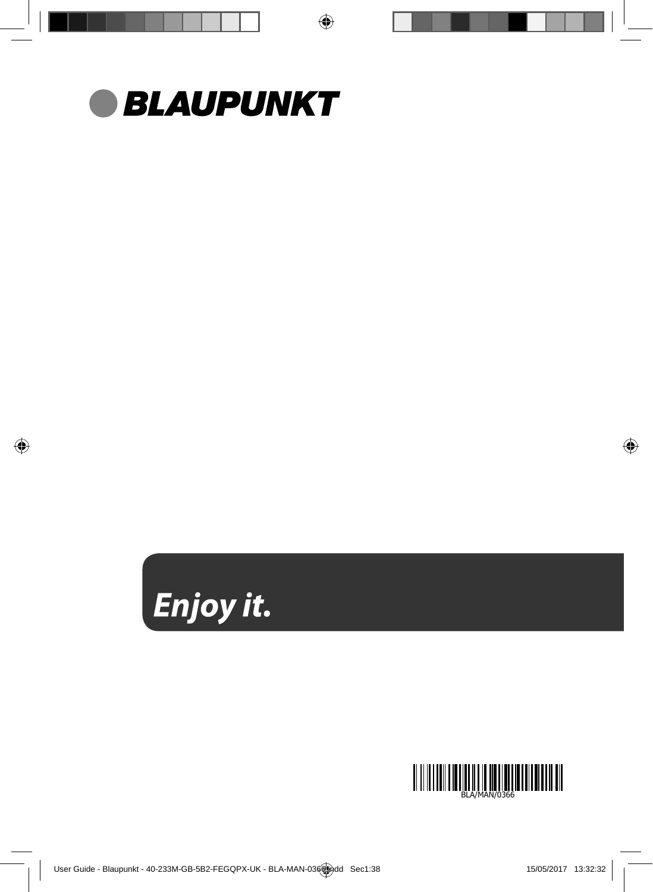BLAUPUNKT

Enjoy it.

BLA/MAN/0366